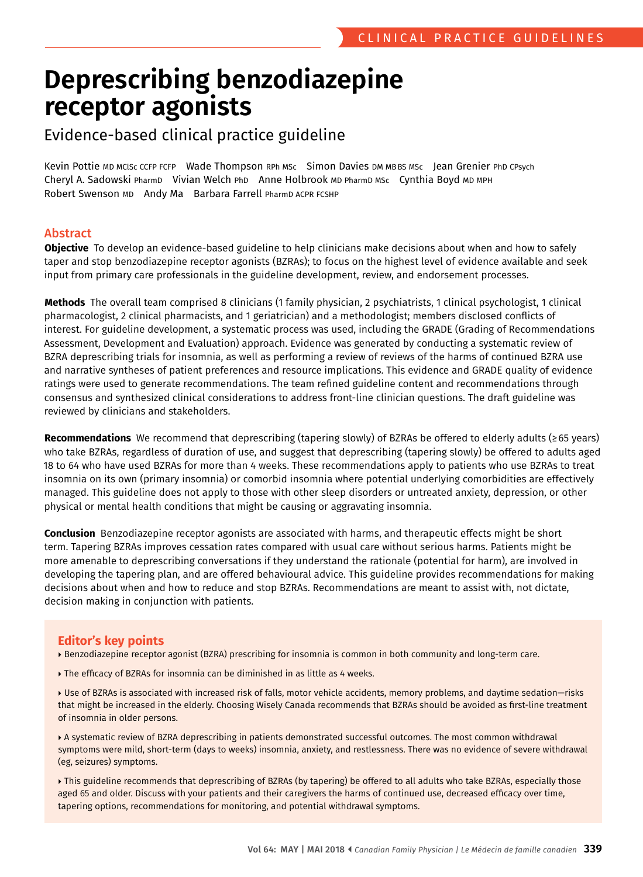CLINICAL PRACTICE GUIDELINES

# Deprescribing benzodiazepine receptor agonists

## Evidence-based clinical practice guideline

Kevin Pottie MD MClSc CCFP FCFP Wade Thompson RPh MSc Simon Davies DM MB BS MSc Jean Grenier PhD CPsych Cheryl A. Sadowski PharmD Vivian Welch PhD Anne Holbrook MD PharmD MSc Cynthia Boyd MD MPH Robert Swenson MD Andy Ma Barbara Farrell PharmD ACPR FCSHP

## Abstract

**Objective** To develop an evidence-based guideline to help clinicians make decisions about when and how to safely taper and stop benzodiazepine receptor agonists (BZRAs); to focus on the highest level of evidence available and seek input from primary care professionals in the guideline development, review, and endorsement processes.

**Methods** The overall team comprised 8 clinicians (1 family physician, 2 psychiatrists, 1 clinical psychologist, 1 clinical pharmacologist, 2 clinical pharmacists, and 1 geriatrician) and a methodologist; members disclosed conflicts of interest. For guideline development, a systematic process was used, including the GRADE (Grading of Recommendations Assessment, Development and Evaluation) approach. Evidence was generated by conducting a systematic review of BZRA deprescribing trials for insomnia, as well as performing a review of reviews of the harms of continued BZRA use and narrative syntheses of patient preferences and resource implications. This evidence and GRADE quality of evidence ratings were used to generate recommendations. The team refined guideline content and recommendations through consensus and synthesized clinical considerations to address front-line clinician questions. The draft guideline was reviewed by clinicians and stakeholders.

**Recommendations** We recommend that deprescribing (tapering slowly) of BZRAs be offered to elderly adults (≥65 years) who take BZRAs, regardless of duration of use, and suggest that deprescribing (tapering slowly) be offered to adults aged 18 to 64 who have used BZRAs for more than 4 weeks. These recommendations apply to patients who use BZRAs to treat insomnia on its own (primary insomnia) or comorbid insomnia where potential underlying comorbidities are effectively managed. This guideline does not apply to those with other sleep disorders or untreated anxiety, depression, or other physical or mental health conditions that might be causing or aggravating insomnia.

**Conclusion** Benzodiazepine receptor agonists are associated with harms, and therapeutic effects might be short term. Tapering BZRAs improves cessation rates compared with usual care without serious harms. Patients might be more amenable to deprescribing conversations if they understand the rationale (potential for harm), are involved in developing the tapering plan, and are offered behavioural advice. This guideline provides recommendations for making decisions about when and how to reduce and stop BZRAs. Recommendations are meant to assist with, not dictate, decision making in conjunction with patients.

### Editor's key points

- Benzodiazepine receptor agonist (BZRA) prescribing for insomnia is common in both community and long-term care.
- The efficacy of BZRAs for insomnia can be diminished in as little as 4 weeks.
- Use of BZRAs is associated with increased risk of falls, motor vehicle accidents, memory problems, and daytime sedation—risks that might be increased in the elderly. Choosing Wisely Canada recommends that BZRAs should be avoided as first-line treatment of insomnia in older persons.
- A systematic review of BZRA deprescribing in patients demonstrated successful outcomes. The most common withdrawal symptoms were mild, short-term (days to weeks) insomnia, anxiety, and restlessness. There was no evidence of severe withdrawal (eg, seizures) symptoms.
- This guideline recommends that deprescribing of BZRAs (by tapering) be offered to all adults who take BZRAs, especially those aged 65 and older. Discuss with your patients and their caregivers the harms of continued use, decreased efficacy over time, tapering options, recommendations for monitoring, and potential withdrawal symptoms.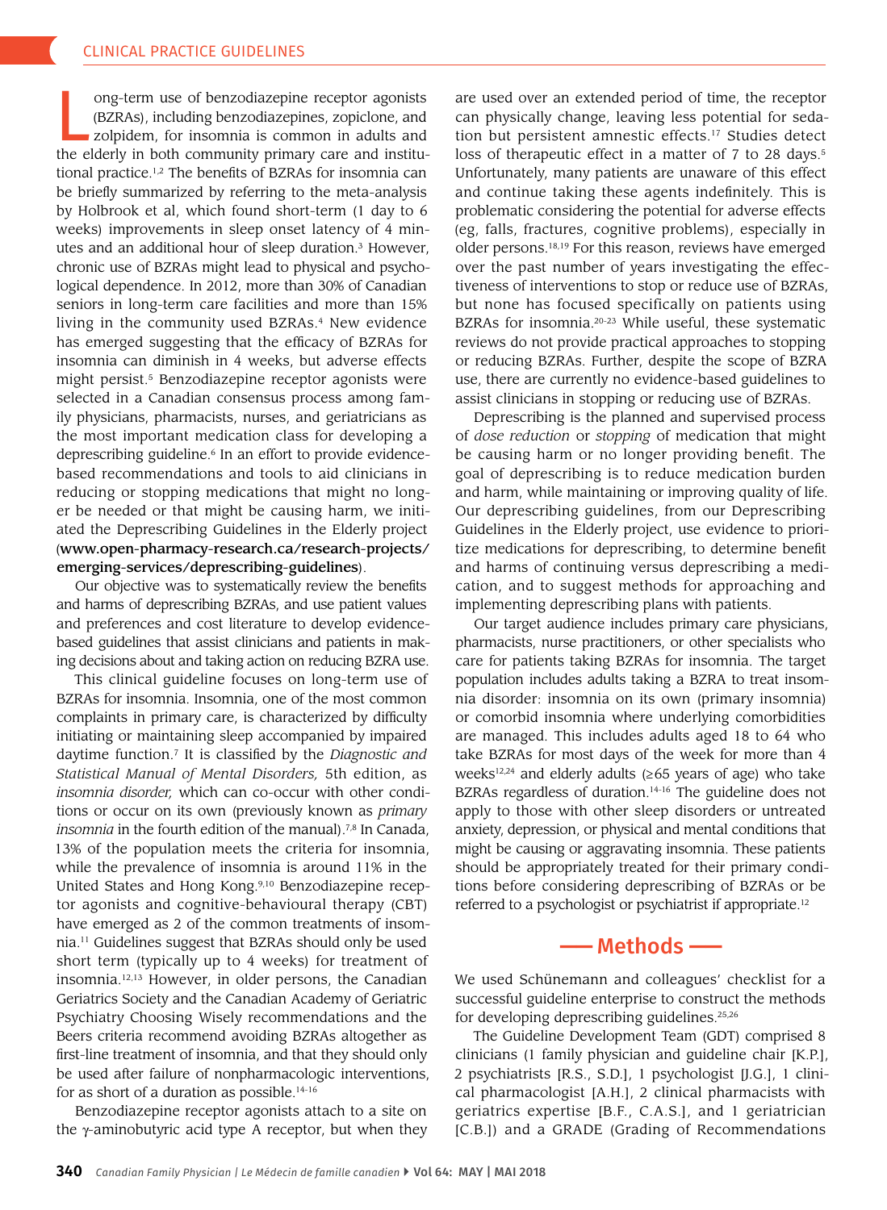Long-term use of benzodiazepine receptor agonists (BZRAs), including benzodiazepines, zopiclone, and zolpidem, for insomnia is common in adults and the elderly in both community primary care and institutional practice.[1,2] The benefits of BZRAs for insomnia can be briefly summarized by referring to the meta-analysis by Holbrook et al, which found short-term (1 day to 6 weeks) improvements in sleep onset latency of 4 minutes and an additional hour of sleep duration.[3] However, chronic use of BZRAs might lead to physical and psychological dependence. In 2012, more than 30% of Canadian seniors in long-term care facilities and more than 15% living in the community used BZRAs.[4] New evidence has emerged suggesting that the efficacy of BZRAs for insomnia can diminish in 4 weeks, but adverse effects might persist.[5] Benzodiazepine receptor agonists were selected in a Canadian consensus process among family physicians, pharmacists, nurses, and geriatricians as the most important medication class for developing a deprescribing guideline.[6] In an effort to provide evidence-based recommendations and tools to aid clinicians in reducing or stopping medications that might no longer be needed or that might be causing harm, we initiated the Deprescribing Guidelines in the Elderly project (**www.open-pharmacy-research.ca/research-projects/emerging-services/deprescribing-guidelines**).

Our objective was to systematically review the benefits and harms of deprescribing BZRAs, and use patient values and preferences and cost literature to develop evidence-based guidelines that assist clinicians and patients in making decisions about and taking action on reducing BZRA use.

This clinical guideline focuses on long-term use of BZRAs for insomnia. Insomnia, one of the most common complaints in primary care, is characterized by difficulty initiating or maintaining sleep accompanied by impaired daytime function.[7] It is classified by the *Diagnostic and Statistical Manual of Mental Disorders,* 5th edition, as *insomnia disorder,* which can co-occur with other conditions or occur on its own (previously known as *primary insomnia* in the fourth edition of the manual).[7,8] In Canada, 13% of the population meets the criteria for insomnia, while the prevalence of insomnia is around 11% in the United States and Hong Kong.[9,10] Benzodiazepine receptor agonists and cognitive-behavioural therapy (CBT) have emerged as 2 of the common treatments of insomnia.[11] Guidelines suggest that BZRAs should only be used short term (typically up to 4 weeks) for treatment of insomnia.[12,13] However, in older persons, the Canadian Geriatrics Society and the Canadian Academy of Geriatric Psychiatry Choosing Wisely recommendations and the Beers criteria recommend avoiding BZRAs altogether as first-line treatment of insomnia, and that they should only be used after failure of nonpharmacologic interventions, for as short of a duration as possible.[14-16]

Benzodiazepine receptor agonists attach to a site on the γ-aminobutyric acid type A receptor, but when they are used over an extended period of time, the receptor can physically change, leaving less potential for sedation but persistent amnestic effects.[17] Studies detect loss of therapeutic effect in a matter of 7 to 28 days.[5] Unfortunately, many patients are unaware of this effect and continue taking these agents indefinitely. This is problematic considering the potential for adverse effects (eg, falls, fractures, cognitive problems), especially in older persons.[18,19] For this reason, reviews have emerged over the past number of years investigating the effectiveness of interventions to stop or reduce use of BZRAs, but none has focused specifically on patients using BZRAs for insomnia.[20-23] While useful, these systematic reviews do not provide practical approaches to stopping or reducing BZRAs. Further, despite the scope of BZRA use, there are currently no evidence-based guidelines to assist clinicians in stopping or reducing use of BZRAs.

Deprescribing is the planned and supervised process of *dose reduction* or *stopping* of medication that might be causing harm or no longer providing benefit. The goal of deprescribing is to reduce medication burden and harm, while maintaining or improving quality of life. Our deprescribing guidelines, from our Deprescribing Guidelines in the Elderly project, use evidence to prioritize medications for deprescribing, to determine benefit and harms of continuing versus deprescribing a medication, and to suggest methods for approaching and implementing deprescribing plans with patients.

Our target audience includes primary care physicians, pharmacists, nurse practitioners, or other specialists who care for patients taking BZRAs for insomnia. The target population includes adults taking a BZRA to treat insomnia disorder: insomnia on its own (primary insomnia) or comorbid insomnia where underlying comorbidities are managed. This includes adults aged 18 to 64 who take BZRAs for most days of the week for more than 4 weeks[12,24] and elderly adults (≥65 years of age) who take BZRAs regardless of duration.[14-16] The guideline does not apply to those with other sleep disorders or untreated anxiety, depression, or physical and mental conditions that might be causing or aggravating insomnia. These patients should be appropriately treated for their primary conditions before considering deprescribing of BZRAs or be referred to a psychologist or psychiatrist if appropriate.[12]

## Methods

We used Schünemann and colleagues' checklist for a successful guideline enterprise to construct the methods for developing deprescribing guidelines.[25,26]

The Guideline Development Team (GDT) comprised 8 clinicians (1 family physician and guideline chair [K.P.], 2 psychiatrists [R.S., S.D.], 1 psychologist [J.G.], 1 clinical pharmacologist [A.H.], 2 clinical pharmacists with geriatrics expertise [B.F., C.A.S.], and 1 geriatrician [C.B.]) and a GRADE (Grading of Recommendations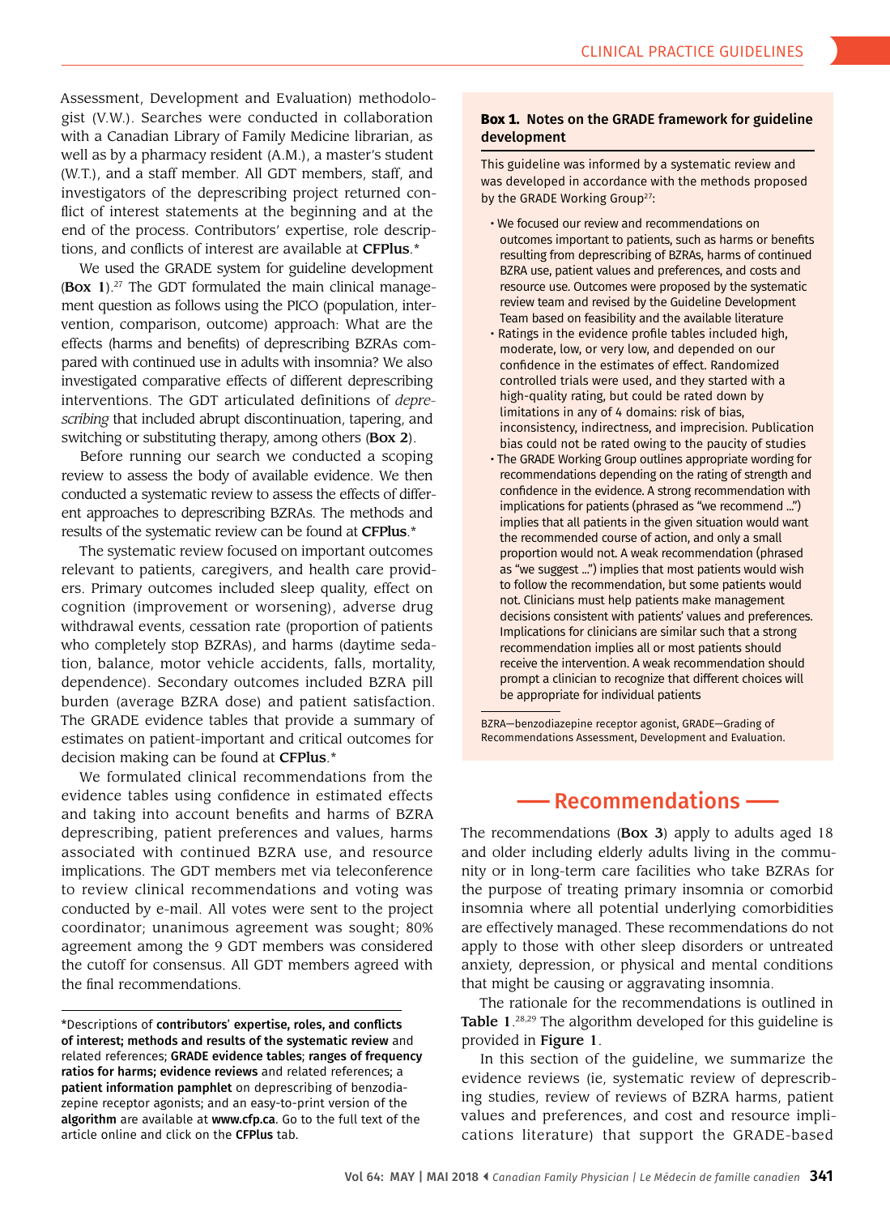Assessment, Development and Evaluation) methodologist (V.W.). Searches were conducted in collaboration with a Canadian Library of Family Medicine librarian, as well as by a pharmacy resident (A.M.), a master's student (W.T.), and a staff member. All GDT members, staff, and investigators of the deprescribing project returned conflict of interest statements at the beginning and at the end of the process. Contributors' expertise, role descriptions, and conflicts of interest are available at **CFPlus**.*

We used the GRADE system for guideline development (**Box 1**).[27] The GDT formulated the main clinical management question as follows using the PICO (population, intervention, comparison, outcome) approach: What are the effects (harms and benefits) of deprescribing BZRAs compared with continued use in adults with insomnia? We also investigated comparative effects of different deprescribing interventions. The GDT articulated definitions of *deprescribing* that included abrupt discontinuation, tapering, and switching or substituting therapy, among others (**Box 2**).

Before running our search we conducted a scoping review to assess the body of available evidence. We then conducted a systematic review to assess the effects of different approaches to deprescribing BZRAs. The methods and results of the systematic review can be found at **CFPlus**.*

The systematic review focused on important outcomes relevant to patients, caregivers, and health care providers. Primary outcomes included sleep quality, effect on cognition (improvement or worsening), adverse drug withdrawal events, cessation rate (proportion of patients who completely stop BZRAs), and harms (daytime sedation, balance, motor vehicle accidents, falls, mortality, dependence). Secondary outcomes included BZRA pill burden (average BZRA dose) and patient satisfaction. The GRADE evidence tables that provide a summary of estimates on patient-important and critical outcomes for decision making can be found at **CFPlus**.*

We formulated clinical recommendations from the evidence tables using confidence in estimated effects and taking into account benefits and harms of BZRA deprescribing, patient preferences and values, harms associated with continued BZRA use, and resource implications. The GDT members met via teleconference to review clinical recommendations and voting was conducted by e-mail. All votes were sent to the project coordinator; unanimous agreement was sought; 80% agreement among the 9 GDT members was considered the cutoff for consensus. All GDT members agreed with the final recommendations.

*Descriptions of **contributors' expertise, roles, and conflicts of interest; methods and results of the systematic review** and related references; **GRADE evidence tables; ranges of frequency ratios for harms; evidence reviews** and related references; a **patient information pamphlet** on deprescribing of benzodiazepine receptor agonists; and an easy-to-print version of the **algorithm** are available at **www.cfp.ca**. Go to the full text of the article online and click on the **CFPlus** tab.

**Box 1. Notes on the GRADE framework for guideline development**

This guideline was informed by a systematic review and was developed in accordance with the methods proposed by the GRADE Working Group[27]:

- We focused our review and recommendations on outcomes important to patients, such as harms or benefits resulting from deprescribing of BZRAs, harms of continued BZRA use, patient values and preferences, and costs and resource use. Outcomes were proposed by the systematic review team and revised by the Guideline Development Team based on feasibility and the available literature
- Ratings in the evidence profile tables included high, moderate, low, or very low, and depended on our confidence in the estimates of effect. Randomized controlled trials were used, and they started with a high-quality rating, but could be rated down by limitations in any of 4 domains: risk of bias, inconsistency, indirectness, and imprecision. Publication bias could not be rated owing to the paucity of studies
- The GRADE Working Group outlines appropriate wording for recommendations depending on the rating of strength and confidence in the evidence. A strong recommendation with implications for patients (phrased as "we recommend ...") implies that all patients in the given situation would want the recommended course of action, and only a small proportion would not. A weak recommendation (phrased as "we suggest ...") implies that most patients would wish to follow the recommendation, but some patients would not. Clinicians must help patients make management decisions consistent with patients' values and preferences. Implications for clinicians are similar such that a strong recommendation implies all or most patients should receive the intervention. A weak recommendation should prompt a clinician to recognize that different choices will be appropriate for individual patients

BZRA—benzodiazepine receptor agonist, GRADE—Grading of Recommendations Assessment, Development and Evaluation.

## Recommendations

The recommendations (**Box 3**) apply to adults aged 18 and older including elderly adults living in the community or in long-term care facilities who take BZRAs for the purpose of treating primary insomnia or comorbid insomnia where all potential underlying comorbidities are effectively managed. These recommendations do not apply to those with other sleep disorders or untreated anxiety, depression, or physical and mental conditions that might be causing or aggravating insomnia.

The rationale for the recommendations is outlined in **Table 1**.[28,29] The algorithm developed for this guideline is provided in **Figure 1**.

In this section of the guideline, we summarize the evidence reviews (ie, systematic review of deprescribing studies, review of reviews of BZRA harms, patient values and preferences, and cost and resource implications literature) that support the GRADE-based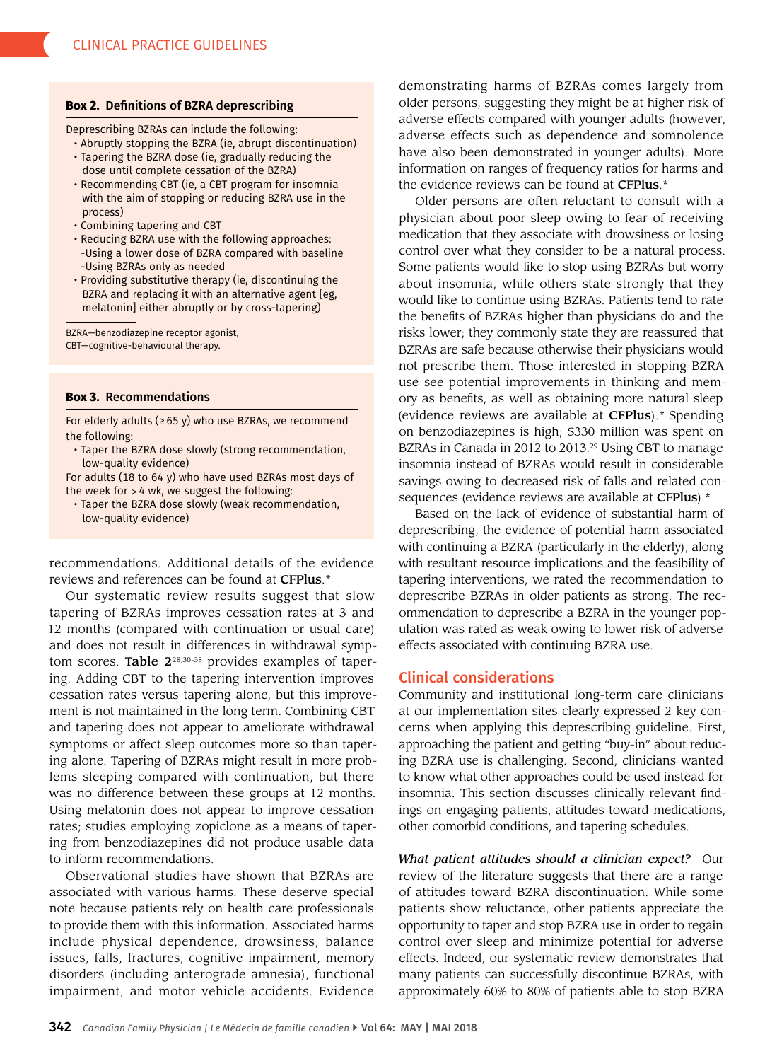**Box 2. Definitions of BZRA deprescribing**

Deprescribing BZRAs can include the following:

- Abruptly stopping the BZRA (ie, abrupt discontinuation)
- Tapering the BZRA dose (ie, gradually reducing the dose until complete cessation of the BZRA)
- Recommending CBT (ie, a CBT program for insomnia with the aim of stopping or reducing BZRA use in the process)
- Combining tapering and CBT
- Reducing BZRA use with the following approaches:
  - Using a lower dose of BZRA compared with baseline
  - Using BZRAs only as needed
- Providing substitutive therapy (ie, discontinuing the BZRA and replacing it with an alternative agent [eg, melatonin] either abruptly or by cross-tapering)

BZRA—benzodiazepine receptor agonist, CBT—cognitive-behavioural therapy.

**Box 3. Recommendations**

For elderly adults (≥ 65 y) who use BZRAs, we recommend the following:

- Taper the BZRA dose slowly (strong recommendation, low-quality evidence)

For adults (18 to 64 y) who have used BZRAs most days of the week for > 4 wk, we suggest the following:

- Taper the BZRA dose slowly (weak recommendation, low-quality evidence)

recommendations. Additional details of the evidence reviews and references can be found at **CFPlus**.*

Our systematic review results suggest that slow tapering of BZRAs improves cessation rates at 3 and 12 months (compared with continuation or usual care) and does not result in differences in withdrawal symptom scores. **Table 2**[28,30-38] provides examples of tapering. Adding CBT to the tapering intervention improves cessation rates versus tapering alone, but this improvement is not maintained in the long term. Combining CBT and tapering does not appear to ameliorate withdrawal symptoms or affect sleep outcomes more so than tapering alone. Tapering of BZRAs might result in more problems sleeping compared with continuation, but there was no difference between these groups at 12 months. Using melatonin does not appear to improve cessation rates; studies employing zopiclone as a means of tapering from benzodiazepines did not produce usable data to inform recommendations.

Observational studies have shown that BZRAs are associated with various harms. These deserve special note because patients rely on health care professionals to provide them with this information. Associated harms include physical dependence, drowsiness, balance issues, falls, fractures, cognitive impairment, memory disorders (including anterograde amnesia), functional impairment, and motor vehicle accidents. Evidence demonstrating harms of BZRAs comes largely from older persons, suggesting they might be at higher risk of adverse effects compared with younger adults (however, adverse effects such as dependence and somnolence have also been demonstrated in younger adults). More information on ranges of frequency ratios for harms and the evidence reviews can be found at **CFPlus**.*

Older persons are often reluctant to consult with a physician about poor sleep owing to fear of receiving medication that they associate with drowsiness or losing control over what they consider to be a natural process. Some patients would like to stop using BZRAs but worry about insomnia, while others state strongly that they would like to continue using BZRAs. Patients tend to rate the benefits of BZRAs higher than physicians do and the risks lower; they commonly state they are reassured that BZRAs are safe because otherwise their physicians would not prescribe them. Those interested in stopping BZRA use see potential improvements in thinking and memory as benefits, as well as obtaining more natural sleep (evidence reviews are available at **CFPlus**).* Spending on benzodiazepines is high; $330 million was spent on BZRAs in Canada in 2012 to 2013.[29] Using CBT to manage insomnia instead of BZRAs would result in considerable savings owing to decreased risk of falls and related consequences (evidence reviews are available at **CFPlus**).*

Based on the lack of evidence of substantial harm of deprescribing, the evidence of potential harm associated with continuing a BZRA (particularly in the elderly), along with resultant resource implications and the feasibility of tapering interventions, we rated the recommendation to deprescribe BZRAs in older patients as strong. The recommendation to deprescribe a BZRA in the younger population was rated as weak owing to lower risk of adverse effects associated with continuing BZRA use.

## Clinical considerations

Community and institutional long-term care clinicians at our implementation sites clearly expressed 2 key concerns when applying this deprescribing guideline. First, approaching the patient and getting "buy-in" about reducing BZRA use is challenging. Second, clinicians wanted to know what other approaches could be used instead for insomnia. This section discusses clinically relevant findings on engaging patients, attitudes toward medications, other comorbid conditions, and tapering schedules.

***What patient attitudes should a clinician expect?*** Our review of the literature suggests that there are a range of attitudes toward BZRA discontinuation. While some patients show reluctance, other patients appreciate the opportunity to taper and stop BZRA use in order to regain control over sleep and minimize potential for adverse effects. Indeed, our systematic review demonstrates that many patients can successfully discontinue BZRAs, with approximately 60% to 80% of patients able to stop BZRA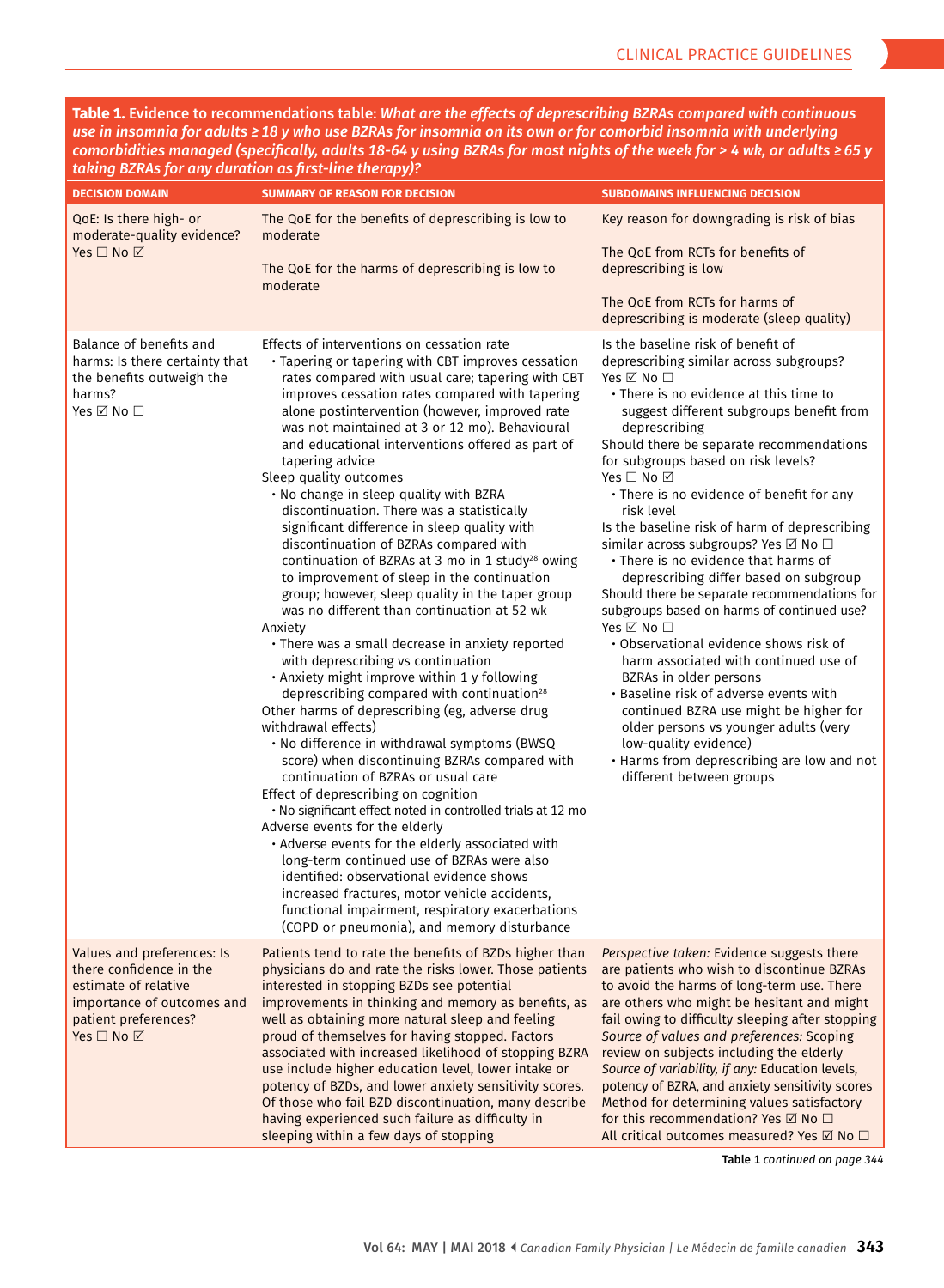**Table 1.** Evidence to recommendations table: *What are the effects of deprescribing BZRAs compared with continuous use in insomnia for adults ≥ 18 y who use BZRAs for insomnia on its own or for comorbid insomnia with underlying comorbidities managed (specifically, adults 18-64 y using BZRAs for most nights of the week for > 4 wk, or adults ≥ 65 y taking BZRAs for any duration as first-line therapy)?*

| DECISION DOMAIN | SUMMARY OF REASON FOR DECISION | SUBDOMAINS INFLUENCING DECISION |
|---|---|---|
| QoE: Is there high- or moderate-quality evidence?<br>Yes ☐ No ☑ | The QoE for the benefits of deprescribing is low to moderate<br><br>The QoE for the harms of deprescribing is low to moderate | Key reason for downgrading is risk of bias<br><br>The QoE from RCTs for benefits of deprescribing is low<br><br>The QoE from RCTs for harms of deprescribing is moderate (sleep quality) |
| Balance of benefits and harms: Is there certainty that the benefits outweigh the harms?<br>Yes ☑ No ☐ | Effects of interventions on cessation rate<br>• Tapering or tapering with CBT improves cessation rates compared with usual care; tapering with CBT improves cessation rates compared with tapering alone postintervention (however, improved rate was not maintained at 3 or 12 mo). Behavioural and educational interventions offered as part of tapering advice<br>Sleep quality outcomes<br>• No change in sleep quality with BZRA discontinuation. There was a statistically significant difference in sleep quality with discontinuation of BZRAs compared with continuation of BZRAs at 3 mo in 1 study[28] owing to improvement of sleep in the continuation group; however, sleep quality in the taper group was no different than continuation at 52 wk<br>Anxiety<br>• There was a small decrease in anxiety reported with deprescribing vs continuation<br>• Anxiety might improve within 1 y following deprescribing compared with continuation[28]<br>Other harms of deprescribing (eg, adverse drug withdrawal effects)<br>• No difference in withdrawal symptoms (BWSQ score) when discontinuing BZRAs compared with continuation of BZRAs or usual care<br>Effect of deprescribing on cognition<br>• No significant effect noted in controlled trials at 12 mo<br>Adverse events for the elderly<br>• Adverse events for the elderly associated with long-term continued use of BZRAs were also identified: observational evidence shows increased fractures, motor vehicle accidents, functional impairment, respiratory exacerbations (COPD or pneumonia), and memory disturbance | Is the baseline risk of benefit of deprescribing similar across subgroups?<br>Yes ☑ No ☐<br>• There is no evidence at this time to suggest different subgroups benefit from deprescribing<br>Should there be separate recommendations for subgroups based on risk levels?<br>Yes ☐ No ☑<br>• There is no evidence of benefit for any risk level<br>Is the baseline risk of harm of deprescribing similar across subgroups? Yes ☑ No ☐<br>• There is no evidence that harms of deprescribing differ based on subgroup<br>Should there be separate recommendations for subgroups based on harms of continued use?<br>Yes ☑ No ☐<br>• Observational evidence shows risk of harm associated with continued use of BZRAs in older persons<br>• Baseline risk of adverse events with continued BZRA use might be higher for older persons vs younger adults (very low-quality evidence)<br>• Harms from deprescribing are low and not different between groups |
| Values and preferences: Is there confidence in the estimate of relative importance of outcomes and patient preferences?<br>Yes ☐ No ☑ | Patients tend to rate the benefits of BZDs higher than physicians do and rate the risks lower. Those patients interested in stopping BZDs see potential improvements in thinking and memory as benefits, as well as obtaining more natural sleep and feeling proud of themselves for having stopped. Factors associated with increased likelihood of stopping BZRA use include higher education level, lower intake or potency of BZDs, and lower anxiety sensitivity scores. Of those who fail BZD discontinuation, many describe having experienced such failure as difficulty in sleeping within a few days of stopping | *Perspective taken:* Evidence suggests there are patients who wish to discontinue BZRAs to avoid the harms of long-term use. There are others who might be hesitant and might fail owing to difficulty sleeping after stopping<br>*Source of values and preferences:* Scoping review on subjects including the elderly<br>*Source of variability, if any:* Education levels, potency of BZRA, and anxiety sensitivity scores<br>Method for determining values satisfactory for this recommendation? Yes ☑ No ☐<br>All critical outcomes measured? Yes ☑ No ☐ |

**Table 1** *continued on page 344*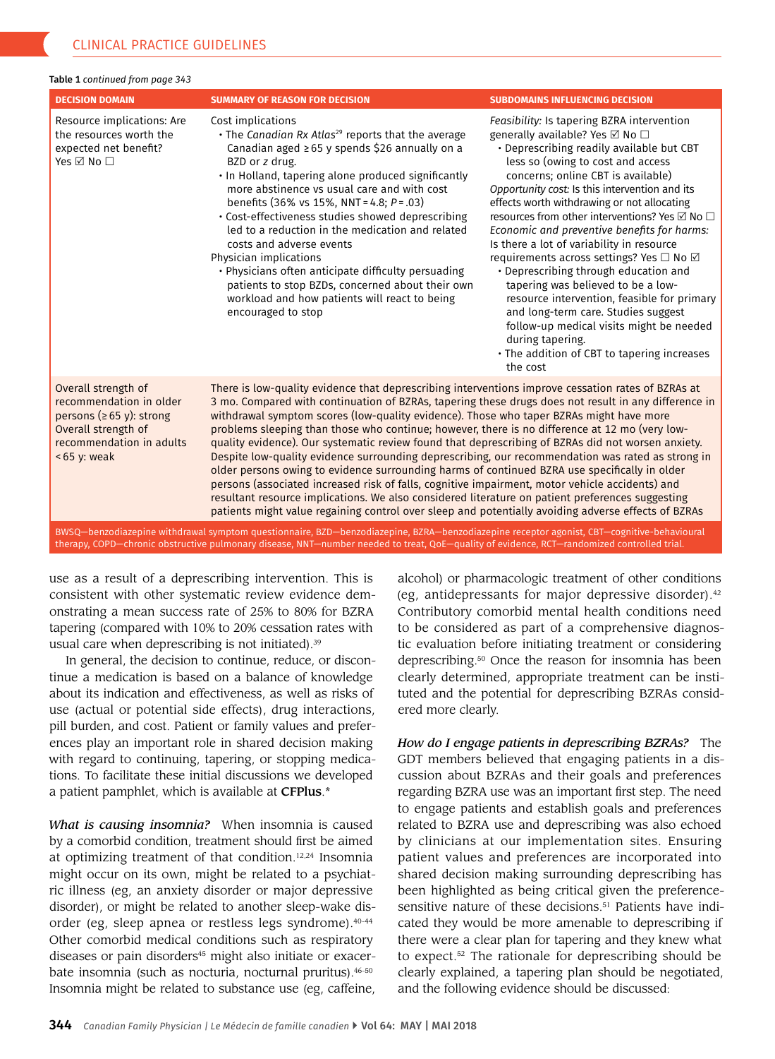**Table 1** *continued from page 343*

| DECISION DOMAIN | SUMMARY OF REASON FOR DECISION | SUBDOMAINS INFLUENCING DECISION |
|---|---|---|
| Resource implications: Are the resources worth the expected net benefit? Yes ☑ No ☐ | Cost implications<br>• The *Canadian Rx Atlas*[29] reports that the average Canadian aged ≥ 65 y spends $26 annually on a BZD or z drug.<br>• In Holland, tapering alone produced significantly more abstinence vs usual care and with cost benefits (36% vs 15%, NNT = 4.8; *P* = .03)<br>• Cost-effectiveness studies showed deprescribing led to a reduction in the medication and related costs and adverse events<br>Physician implications<br>• Physicians often anticipate difficulty persuading patients to stop BZDs, concerned about their own workload and how patients will react to being encouraged to stop | *Feasibility:* Is tapering BZRA intervention generally available? Yes ☑ No ☐<br>• Deprescribing readily available but CBT less so (owing to cost and access concerns; online CBT is available)<br>*Opportunity cost:* Is this intervention and its effects worth withdrawing or not allocating resources from other interventions? Yes ☑ No ☐<br>*Economic and preventive benefits for harms:* Is there a lot of variability in resource requirements across settings? Yes ☐ No ☑<br>• Deprescribing through education and tapering was believed to be a low-resource intervention, feasible for primary and long-term care. Studies suggest follow-up medical visits might be needed during tapering.<br>• The addition of CBT to tapering increases the cost |
| Overall strength of recommendation in older persons (≥ 65 y): strong<br>Overall strength of recommendation in adults < 65 y: weak | There is low-quality evidence that deprescribing interventions improve cessation rates of BZRAs at 3 mo. Compared with continuation of BZRAs, tapering these drugs does not result in any difference in withdrawal symptom scores (low-quality evidence). Those who taper BZRAs might have more problems sleeping than those who continue; however, there is no difference at 12 mo (very low-quality evidence). Our systematic review found that deprescribing of BZRAs did not worsen anxiety. Despite low-quality evidence surrounding deprescribing, our recommendation was rated as strong in older persons owing to evidence surrounding harms of continued BZRA use specifically in older persons (associated increased risk of falls, cognitive impairment, motor vehicle accidents) and resultant resource implications. We also considered literature on patient preferences suggesting patients might value regaining control over sleep and potentially avoiding adverse effects of BZRAs | |

BWSQ—benzodiazepine withdrawal symptom questionnaire, BZD—benzodiazepine, BZRA—benzodiazepine receptor agonist, CBT—cognitive-behavioural therapy, COPD—chronic obstructive pulmonary disease, NNT—number needed to treat, QoE—quality of evidence, RCT—randomized controlled trial.

use as a result of a deprescribing intervention. This is consistent with other systematic review evidence demonstrating a mean success rate of 25% to 80% for BZRA tapering (compared with 10% to 20% cessation rates with usual care when deprescribing is not initiated).[39]

In general, the decision to continue, reduce, or discontinue a medication is based on a balance of knowledge about its indication and effectiveness, as well as risks of use (actual or potential side effects), drug interactions, pill burden, and cost. Patient or family values and preferences play an important role in shared decision making with regard to continuing, tapering, or stopping medications. To facilitate these initial discussions we developed a patient pamphlet, which is available at **CFPlus**.*

*What is causing insomnia?* When insomnia is caused by a comorbid condition, treatment should first be aimed at optimizing treatment of that condition.[12,24] Insomnia might occur on its own, might be related to a psychiatric illness (eg, an anxiety disorder or major depressive disorder), or might be related to another sleep-wake disorder (eg, sleep apnea or restless legs syndrome).[40-44] Other comorbid medical conditions such as respiratory diseases or pain disorders[45] might also initiate or exacerbate insomnia (such as nocturia, nocturnal pruritus).[46-50] Insomnia might be related to substance use (eg, caffeine, alcohol) or pharmacologic treatment of other conditions (eg, antidepressants for major depressive disorder).[42] Contributory comorbid mental health conditions need to be considered as part of a comprehensive diagnostic evaluation before initiating treatment or considering deprescribing.[50] Once the reason for insomnia has been clearly determined, appropriate treatment can be instituted and the potential for deprescribing BZRAs considered more clearly.

*How do I engage patients in deprescribing BZRAs?* The GDT members believed that engaging patients in a discussion about BZRAs and their goals and preferences regarding BZRA use was an important first step. The need to engage patients and establish goals and preferences related to BZRA use and deprescribing was also echoed by clinicians at our implementation sites. Ensuring patient values and preferences are incorporated into shared decision making surrounding deprescribing has been highlighted as being critical given the preference-sensitive nature of these decisions.[51] Patients have indicated they would be more amenable to deprescribing if there were a clear plan for tapering and they knew what to expect.[52] The rationale for deprescribing should be clearly explained, a tapering plan should be negotiated, and the following evidence should be discussed: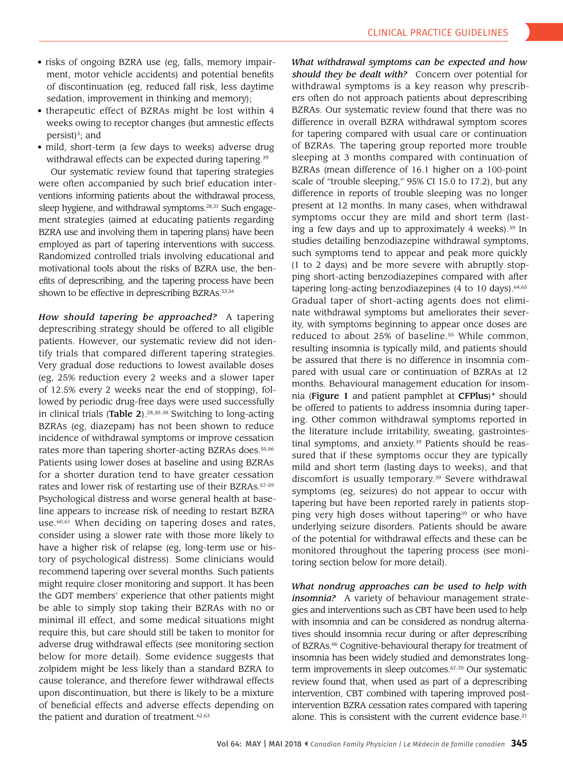- risks of ongoing BZRA use (eg, falls, memory impairment, motor vehicle accidents) and potential benefits of discontinuation (eg, reduced fall risk, less daytime sedation, improvement in thinking and memory);
- therapeutic effect of BZRAs might be lost within 4 weeks owing to receptor changes (but amnestic effects persist)[5]; and
- mild, short-term (a few days to weeks) adverse drug withdrawal effects can be expected during tapering.[39]

Our systematic review found that tapering strategies were often accompanied by such brief education interventions informing patients about the withdrawal process, sleep hygiene, and withdrawal symptoms.[28,31] Such engagement strategies (aimed at educating patients regarding BZRA use and involving them in tapering plans) have been employed as part of tapering interventions with success. Randomized controlled trials involving educational and motivational tools about the risks of BZRA use, the benefits of deprescribing, and the tapering process have been shown to be effective in deprescribing BZRAs.[53,54]

***How should tapering be approached?*** A tapering deprescribing strategy should be offered to all eligible patients. However, our systematic review did not identify trials that compared different tapering strategies. Very gradual dose reductions to lowest available doses (eg, 25% reduction every 2 weeks and a slower taper of 12.5% every 2 weeks near the end of stopping), followed by periodic drug-free days were used successfully in clinical trials (**Table 2**).[28,30-38] Switching to long-acting BZRAs (eg, diazepam) has not been shown to reduce incidence of withdrawal symptoms or improve cessation rates more than tapering shorter-acting BZRAs does.[55,56] Patients using lower doses at baseline and using BZRAs for a shorter duration tend to have greater cessation rates and lower risk of restarting use of their BZRAs.[57-59] Psychological distress and worse general health at baseline appears to increase risk of needing to restart BZRA use.[60,61] When deciding on tapering doses and rates, consider using a slower rate with those more likely to have a higher risk of relapse (eg, long-term use or history of psychological distress). Some clinicians would recommend tapering over several months. Such patients might require closer monitoring and support. It has been the GDT members' experience that other patients might be able to simply stop taking their BZRAs with no or minimal ill effect, and some medical situations might require this, but care should still be taken to monitor for adverse drug withdrawal effects (see monitoring section below for more detail). Some evidence suggests that zolpidem might be less likely than a standard BZRA to cause tolerance, and therefore fewer withdrawal effects upon discontinuation, but there is likely to be a mixture of beneficial effects and adverse effects depending on the patient and duration of treatment.[62,63]

***What withdrawal symptoms can be expected and how should they be dealt with?*** Concern over potential for withdrawal symptoms is a key reason why prescribers often do not approach patients about deprescribing BZRAs. Our systematic review found that there was no difference in overall BZRA withdrawal symptom scores for tapering compared with usual care or continuation of BZRAs. The tapering group reported more trouble sleeping at 3 months compared with continuation of BZRAs (mean difference of 16.1 higher on a 100-point scale of "trouble sleeping," 95% CI 15.0 to 17.2), but any difference in reports of trouble sleeping was no longer present at 12 months. In many cases, when withdrawal symptoms occur they are mild and short term (lasting a few days and up to approximately 4 weeks).[39] In studies detailing benzodiazepine withdrawal symptoms, such symptoms tend to appear and peak more quickly (1 to 2 days) and be more severe with abruptly stopping short-acting benzodiazepines compared with after tapering long-acting benzodiazepines (4 to 10 days).[64,65] Gradual taper of short-acting agents does not eliminate withdrawal symptoms but ameliorates their severity, with symptoms beginning to appear once doses are reduced to about 25% of baseline.[55] While common, resulting insomnia is typically mild, and patients should be assured that there is no difference in insomnia compared with usual care or continuation of BZRAs at 12 months. Behavioural management education for insomnia (**Figure 1** and patient pamphlet at **CFPlus**)* should be offered to patients to address insomnia during tapering. Other common withdrawal symptoms reported in the literature include irritability, sweating, gastrointestinal symptoms, and anxiety.[39] Patients should be reassured that if these symptoms occur they are typically mild and short term (lasting days to weeks), and that discomfort is usually temporary.[39] Severe withdrawal symptoms (eg, seizures) do not appear to occur with tapering but have been reported rarely in patients stopping very high doses without tapering[39] or who have underlying seizure disorders. Patients should be aware of the potential for withdrawal effects and these can be monitored throughout the tapering process (see monitoring section below for more detail).

***What nondrug approaches can be used to help with insomnia?*** A variety of behaviour management strategies and interventions such as CBT have been used to help with insomnia and can be considered as nondrug alternatives should insomnia recur during or after deprescribing of BZRAs.[66] Cognitive-behavioural therapy for treatment of insomnia has been widely studied and demonstrates long-term improvements in sleep outcomes.[67-70] Our systematic review found that, when used as part of a deprescribing intervention, CBT combined with tapering improved post-intervention BZRA cessation rates compared with tapering alone. This is consistent with the current evidence base.[21]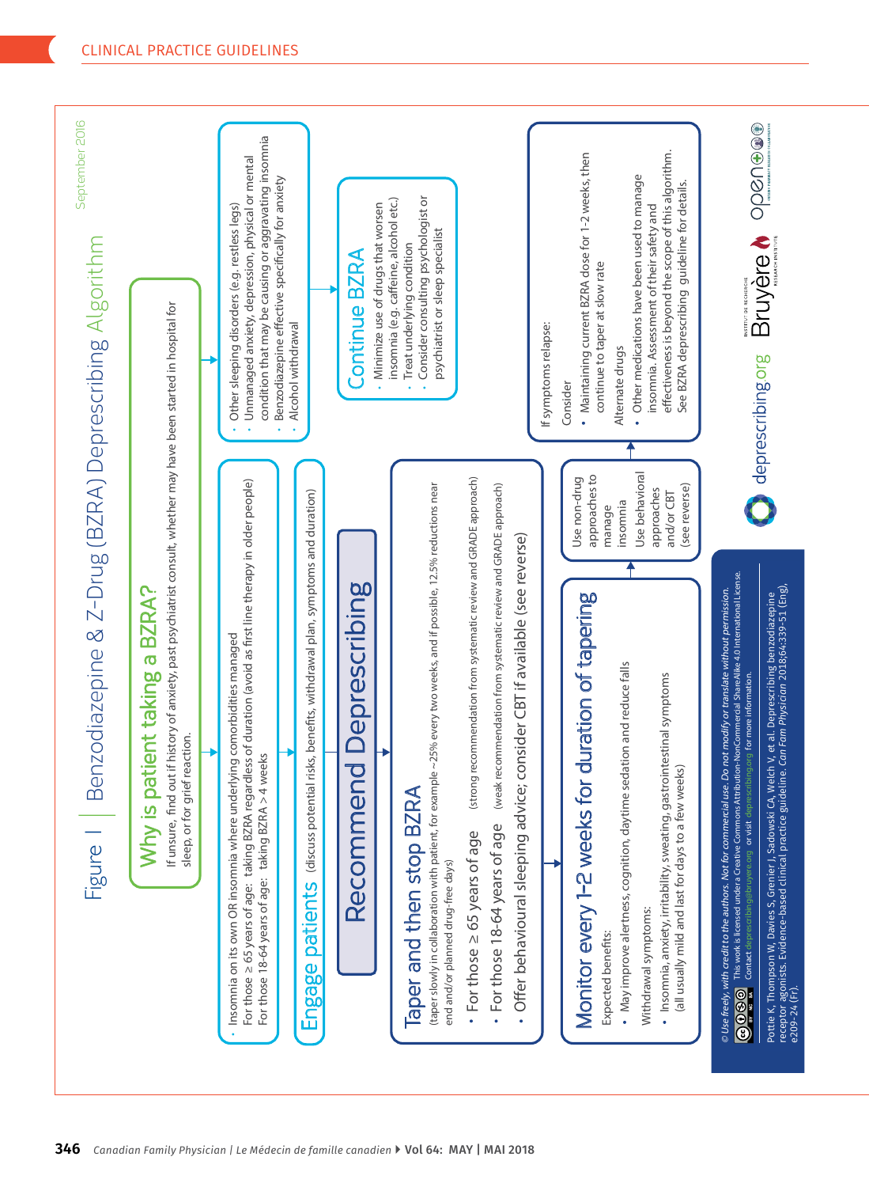# Figure 1 | Benzodiazepine & Z-Drug (BZRA) Deprescribing Algorithm

September 2016

## Why is patient taking a BZRA?

If unsure, find out if history of anxiety, past psychiatrist consult, whether may have been started in hospital for sleep, or for grief reaction.

- Insomnia on its own OR insomnia where underlying comorbidities managed
  For those ≥ 65 years of age: taking BZRA regardless of duration (avoid as first line therapy in older people)
  For those 18-64 years of age: taking BZRA > 4 weeks

- Other sleeping disorders (e.g. restless legs)
- Unmanaged anxiety, depression, physical or mental condition that may be causing or aggravating insomnia
- Benzodiazepine effective specifically for anxiety
- Alcohol withdrawal

## Continue BZRA

- Minimize use of drugs that worsen insomnia (e.g. caffeine, alcohol etc.)
- Treat underlying condition
- Consider consulting psychologist or psychiatrist or sleep specialist

## Engage patients

(discuss potential risks, benefits, withdrawal plan, symptoms and duration)

## Recommend Deprescribing

## Taper and then stop BZRA

(taper slowly in collaboration with patient, for example ~25% every two weeks, and if possible, 12.5% reductions near end and/or planned drug-free days)

- For those ≥ 65 years of age (strong recommendation from systematic review and GRADE approach)
- For those 18-64 years of age (weak recommendation from systematic review and GRADE approach)
- Offer behavioural sleeping advice; consider CBT if available (see reverse)

## Monitor every 1-2 weeks for duration of tapering

Expected benefits:

- May improve alertness, cognition, daytime sedation and reduce falls

Withdrawal symptoms:

- Insomnia, anxiety, irritability, sweating, gastrointestinal symptoms (all usually mild and last for days to a few weeks)

Use non-drug approaches to manage insomnia

Use behavioral approaches and/or CBT (see reverse)

If symptoms relapse:

Consider

- Maintaining current BZRA dose for 1-2 weeks, then continue to taper at slow rate

Alternate drugs

- Other medications have been used to manage insomnia. Assessment of their safety and effectiveness is beyond the scope of this algorithm. See BZRA deprescribing guideline for details.

*© Use freely, with credit to the authors. Not for commercial use. Do not modify or translate without permission.*
This work is licensed under a Creative Commons Attribution-NonCommercial-ShareAlike 4.0 International License.
Contact deprescribing@bruyere.org or visit deprescribing.org for more information.

Pottie K, Thompson W, Davies S, Grenier J, Sadowski CA, Welch V, et al. Deprescribing benzodiazepine receptor agonists. Evidence-based clinical practice guideline. *Can Fam Physician* 2018;64:339-51 (Eng), e209-24 (Fr).

deprescribing.org | Bruyère Research Institute | OPEN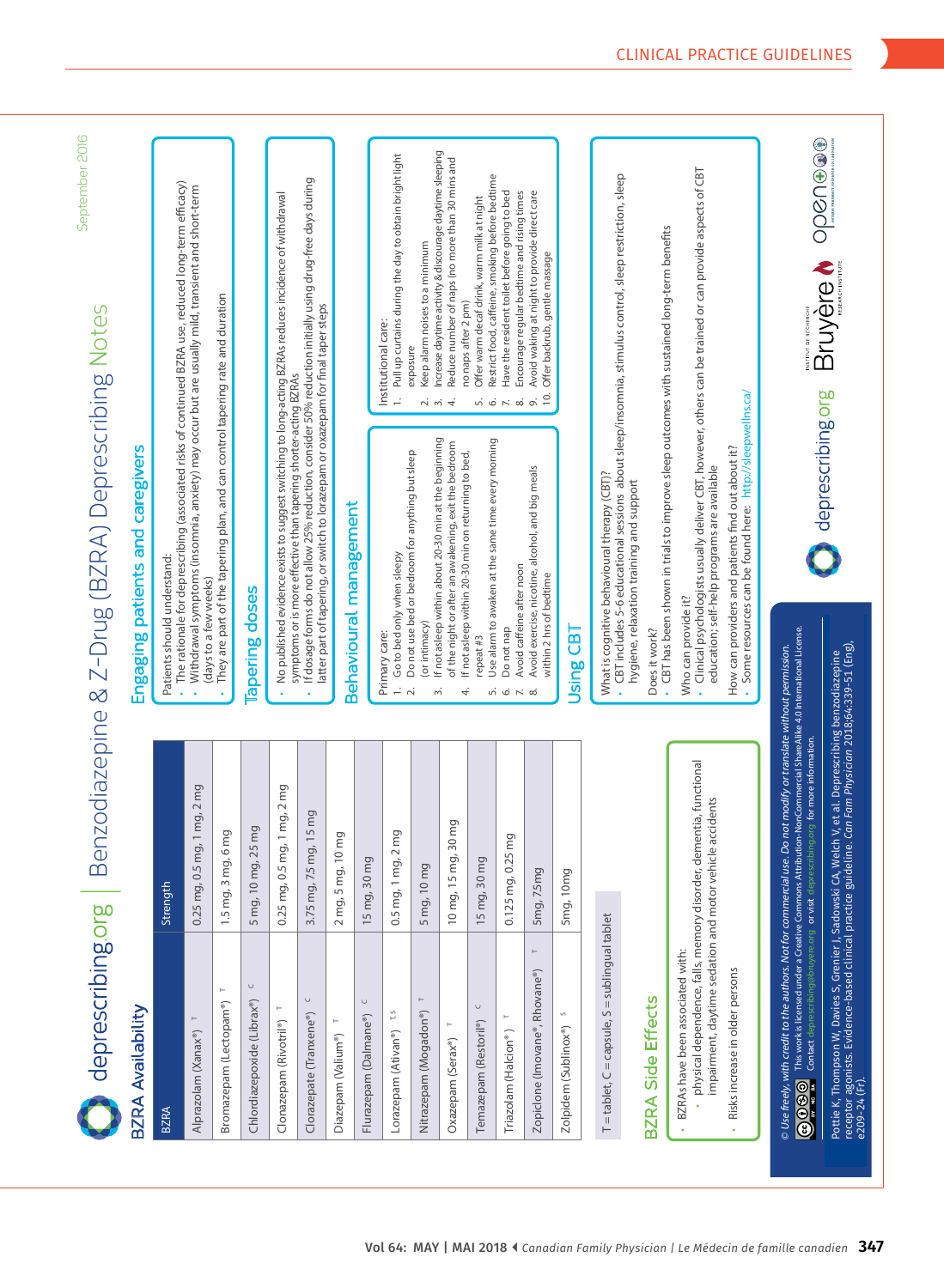# Benzodiazepine & Z-Drug (BZRA) Deprescribing Notes

September 2016

## BZRA Availability

| BZRA | Strength |
|---|---|
| Alprazolam (Xanax®) T | 0.25 mg, 0.5 mg, 1 mg, 2 mg |
| Bromazepam (Lectopam®) T | 1.5 mg, 3 mg, 6 mg |
| Chlordiazepoxide (Librax®) C | 5 mg, 10 mg, 25 mg |
| Clonazepam (Rivotril®) T | 0.25 mg, 0.5 mg, 1 mg, 2 mg |
| Clorazepate (Tranxene®) C | 3.75 mg, 7.5 mg, 15 mg |
| Diazepam (Valium®) T | 2 mg, 5 mg, 10 mg |
| Flurazepam (Dalmane®) C | 15 mg, 30 mg |
| Lorazepam (Ativan®) T, S | 0.5 mg, 1 mg, 2 mg |
| Nitrazepam (Mogadon®) T | 5 mg, 10 mg |
| Oxazepam (Serax®) T | 10 mg, 15 mg, 30 mg |
| Temazepam (Restoril®) C | 15 mg, 30 mg |
| Triazolam (Halcion®) T | 0.125 mg, 0.25 mg |
| Zopiclone (Imovane®, Rhovane®) T | 5mg, 7.5mg |
| Zolpidem (Sublinox®) S | 5mg, 10mg |

T = tablet, C = capsule, S = sublingual tablet

## BZRA Side Effects

- BZRAs have been associated with:
  - physical dependence, falls, memory disorder, dementia, functional impairment, daytime sedation and motor vehicle accidents
- Risks increase in older persons

## Engaging patients and caregivers

Patients should understand:

- The rationale for deprescribing (associated risks of continued BZRA use, reduced long-term efficacy)
- Withdrawal symptoms (insomnia, anxiety) may occur but are usually mild, transient and short-term (days to a few weeks)
- They are part of the tapering plan, and can control tapering rate and duration

## Tapering doses

- No published evidence exists to suggest switching to long-acting BZRAs reduces incidence of withdrawal symptoms or is more effective than tapering shorter-acting BZRAs
- If dosage forms do not allow 25% reduction, consider 50% reduction initially using drug-free days during latter part of tapering, or switch to lorazepam or oxazepam for final taper steps

## Behavioural management

Primary care:

1. Go to bed only when sleepy
2. Do not use bed or bedroom for anything but sleep (or intimacy)
3. If not asleep within about 20-30 min at the beginning of the night or after an awakening, exit the bedroom
4. If not asleep within 20-30 min on returning to bed, repeat #3
5. Use alarm to awaken at the same time every morning
6. Do not nap
7. Avoid caffeine after noon
8. Avoid exercise, nicotine, alcohol, and big meals within 2 hrs of bedtime

Institutional care:

1. Pull up curtains during the day to obtain bright light exposure
2. Keep alarm noises to a minimum
3. Increase daytime activity & discourage daytime sleeping
4. Reduce number of naps (no more than 30 mins and no naps after 2 pm)
5. Offer warm decaf drink, warm milk at night
6. Restrict food, caffeine, smoking before bedtime
7. Have the resident toilet before going to bed
8. Encourage regular bedtime and rising times
9. Avoid waking at night to provide direct care
10. Offer backrub, gentle massage

## Using CBT

What is cognitive behavioural therapy (CBT)?

- CBT includes 5-6 educational sessions about sleep/insomnia, stimulus control, sleep restriction, sleep hygiene, relaxation training and support

Does it work?

- CBT has been shown in trials to improve sleep outcomes with sustained long-term benefits

Who can provide it?

- Clinical psychologists usually deliver CBT, however, others can be trained or can provide aspects of CBT education; self-help programs are available

How can providers and patients find out about it?

- Some resources can be found here: http://sleepwellns.ca/

*© Use freely, with credit to the authors. Not for commercial use. Do not modify or translate without permission.*

This work is licensed under a Creative Commons Attribution-NonCommercial-ShareAlike 4.0 International License. Contact deprescribing@bruyere.org or visit deprescribing.org for more information.

Pottie K, Thompson W, Davies S, Grenier J, Sadowski CA, Welch V, et al. Deprescribing benzodiazepine receptor agonists. Evidence-based clinical practice guideline. *Can Fam Physician* 2018;64:339-51 (Eng), e209-24 (Fr).

deprescribing.org | Bruyère Research Institute | open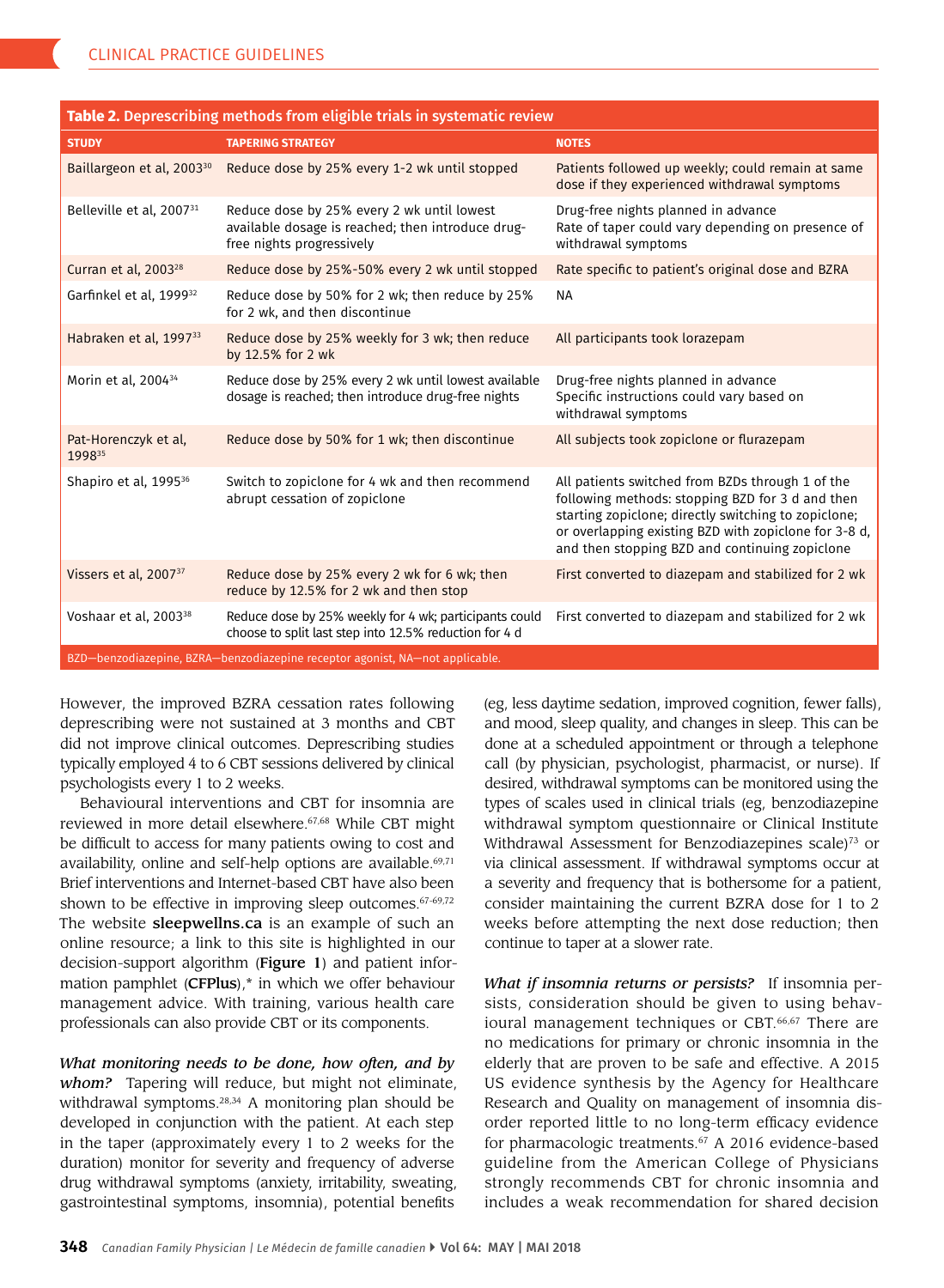**Table 2.** Deprescribing methods from eligible trials in systematic review

| STUDY | TAPERING STRATEGY | NOTES |
| --- | --- | --- |
| Baillargeon et al, 2003[30] | Reduce dose by 25% every 1-2 wk until stopped | Patients followed up weekly; could remain at same dose if they experienced withdrawal symptoms |
| Belleville et al, 2007[31] | Reduce dose by 25% every 2 wk until lowest available dosage is reached; then introduce drug-free nights progressively | Drug-free nights planned in advance<br>Rate of taper could vary depending on presence of withdrawal symptoms |
| Curran et al, 2003[28] | Reduce dose by 25%-50% every 2 wk until stopped | Rate specific to patient's original dose and BZRA |
| Garfinkel et al, 1999[32] | Reduce dose by 50% for 2 wk; then reduce by 25% for 2 wk, and then discontinue | NA |
| Habraken et al, 1997[33] | Reduce dose by 25% weekly for 3 wk; then reduce by 12.5% for 2 wk | All participants took lorazepam |
| Morin et al, 2004[34] | Reduce dose by 25% every 2 wk until lowest available dosage is reached; then introduce drug-free nights | Drug-free nights planned in advance<br>Specific instructions could vary based on withdrawal symptoms |
| Pat-Horenczyk et al, 1998[35] | Reduce dose by 50% for 1 wk; then discontinue | All subjects took zopiclone or flurazepam |
| Shapiro et al, 1995[36] | Switch to zopiclone for 4 wk and then recommend abrupt cessation of zopiclone | All patients switched from BZDs through 1 of the following methods: stopping BZD for 3 d and then starting zopiclone; directly switching to zopiclone; or overlapping existing BZD with zopiclone for 3-8 d, and then stopping BZD and continuing zopiclone |
| Vissers et al, 2007[37] | Reduce dose by 25% every 2 wk for 6 wk; then reduce by 12.5% for 2 wk and then stop | First converted to diazepam and stabilized for 2 wk |
| Voshaar et al, 2003[38] | Reduce dose by 25% weekly for 4 wk; participants could choose to split last step into 12.5% reduction for 4 d | First converted to diazepam and stabilized for 2 wk |

BZD—benzodiazepine, BZRA—benzodiazepine receptor agonist, NA—not applicable.

However, the improved BZRA cessation rates following deprescribing were not sustained at 3 months and CBT did not improve clinical outcomes. Deprescribing studies typically employed 4 to 6 CBT sessions delivered by clinical psychologists every 1 to 2 weeks.

Behavioural interventions and CBT for insomnia are reviewed in more detail elsewhere.[67,68] While CBT might be difficult to access for many patients owing to cost and availability, online and self-help options are available.[69,71] Brief interventions and Internet-based CBT have also been shown to be effective in improving sleep outcomes.[67-69,72] The website **sleepwellns.ca** is an example of such an online resource; a link to this site is highlighted in our decision-support algorithm (**Figure 1**) and patient information pamphlet (**CFPlus**),* in which we offer behaviour management advice. With training, various health care professionals can also provide CBT or its components.

***What monitoring needs to be done, how often, and by whom?*** Tapering will reduce, but might not eliminate, withdrawal symptoms.[28,34] A monitoring plan should be developed in conjunction with the patient. At each step in the taper (approximately every 1 to 2 weeks for the duration) monitor for severity and frequency of adverse drug withdrawal symptoms (anxiety, irritability, sweating, gastrointestinal symptoms, insomnia), potential benefits (eg, less daytime sedation, improved cognition, fewer falls), and mood, sleep quality, and changes in sleep. This can be done at a scheduled appointment or through a telephone call (by physician, psychologist, pharmacist, or nurse). If desired, withdrawal symptoms can be monitored using the types of scales used in clinical trials (eg, benzodiazepine withdrawal symptom questionnaire or Clinical Institute Withdrawal Assessment for Benzodiazepines scale)[73] or via clinical assessment. If withdrawal symptoms occur at a severity and frequency that is bothersome for a patient, consider maintaining the current BZRA dose for 1 to 2 weeks before attempting the next dose reduction; then continue to taper at a slower rate.

***What if insomnia returns or persists?*** If insomnia persists, consideration should be given to using behavioural management techniques or CBT.[66,67] There are no medications for primary or chronic insomnia in the elderly that are proven to be safe and effective. A 2015 US evidence synthesis by the Agency for Healthcare Research and Quality on management of insomnia disorder reported little to no long-term efficacy evidence for pharmacologic treatments.[67] A 2016 evidence-based guideline from the American College of Physicians strongly recommends CBT for chronic insomnia and includes a weak recommendation for shared decision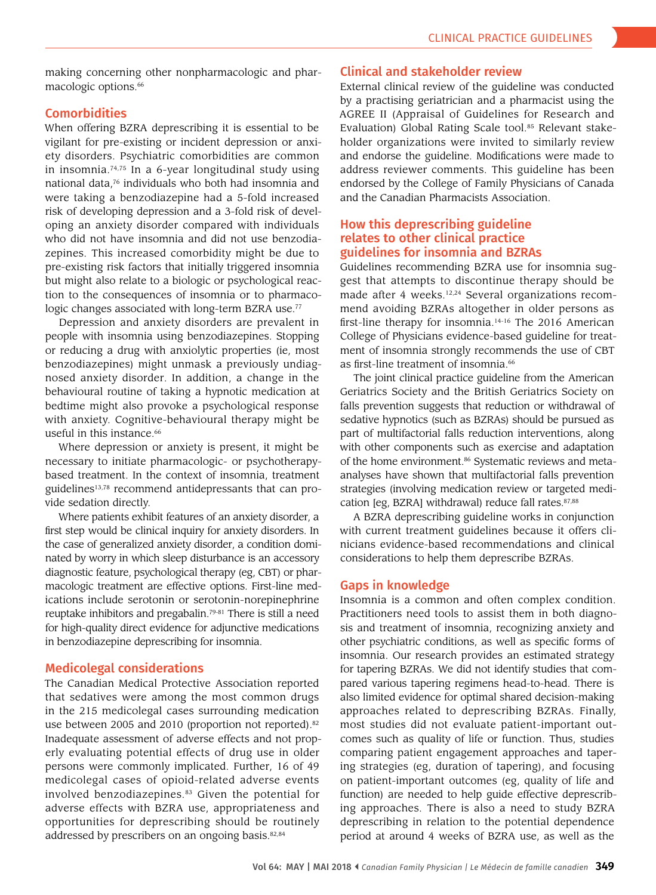making concerning other nonpharmacologic and pharmacologic options.[66]

## Comorbidities

When offering BZRA deprescribing it is essential to be vigilant for pre-existing or incident depression or anxiety disorders. Psychiatric comorbidities are common in insomnia.[74,75] In a 6-year longitudinal study using national data,[76] individuals who both had insomnia and were taking a benzodiazepine had a 5-fold increased risk of developing depression and a 3-fold risk of developing an anxiety disorder compared with individuals who did not have insomnia and did not use benzodiazepines. This increased comorbidity might be due to pre-existing risk factors that initially triggered insomnia but might also relate to a biologic or psychological reaction to the consequences of insomnia or to pharmacologic changes associated with long-term BZRA use.[77]

Depression and anxiety disorders are prevalent in people with insomnia using benzodiazepines. Stopping or reducing a drug with anxiolytic properties (ie, most benzodiazepines) might unmask a previously undiagnosed anxiety disorder. In addition, a change in the behavioural routine of taking a hypnotic medication at bedtime might also provoke a psychological response with anxiety. Cognitive-behavioural therapy might be useful in this instance.[66]

Where depression or anxiety is present, it might be necessary to initiate pharmacologic- or psychotherapy-based treatment. In the context of insomnia, treatment guidelines[13,78] recommend antidepressants that can provide sedation directly.

Where patients exhibit features of an anxiety disorder, a first step would be clinical inquiry for anxiety disorders. In the case of generalized anxiety disorder, a condition dominated by worry in which sleep disturbance is an accessory diagnostic feature, psychological therapy (eg, CBT) or pharmacologic treatment are effective options. First-line medications include serotonin or serotonin-norepinephrine reuptake inhibitors and pregabalin.[79-81] There is still a need for high-quality direct evidence for adjunctive medications in benzodiazepine deprescribing for insomnia.

## Medicolegal considerations

The Canadian Medical Protective Association reported that sedatives were among the most common drugs in the 215 medicolegal cases surrounding medication use between 2005 and 2010 (proportion not reported).[82] Inadequate assessment of adverse effects and not properly evaluating potential effects of drug use in older persons were commonly implicated. Further, 16 of 49 medicolegal cases of opioid-related adverse events involved benzodiazepines.[83] Given the potential for adverse effects with BZRA use, appropriateness and opportunities for deprescribing should be routinely addressed by prescribers on an ongoing basis.[82,84]

## Clinical and stakeholder review

External clinical review of the guideline was conducted by a practising geriatrician and a pharmacist using the AGREE II (Appraisal of Guidelines for Research and Evaluation) Global Rating Scale tool.[85] Relevant stakeholder organizations were invited to similarly review and endorse the guideline. Modifications were made to address reviewer comments. This guideline has been endorsed by the College of Family Physicians of Canada and the Canadian Pharmacists Association.

## How this deprescribing guideline relates to other clinical practice guidelines for insomnia and BZRAs

Guidelines recommending BZRA use for insomnia suggest that attempts to discontinue therapy should be made after 4 weeks.[12,24] Several organizations recommend avoiding BZRAs altogether in older persons as first-line therapy for insomnia.[14-16] The 2016 American College of Physicians evidence-based guideline for treatment of insomnia strongly recommends the use of CBT as first-line treatment of insomnia.[66]

The joint clinical practice guideline from the American Geriatrics Society and the British Geriatrics Society on falls prevention suggests that reduction or withdrawal of sedative hypnotics (such as BZRAs) should be pursued as part of multifactorial falls reduction interventions, along with other components such as exercise and adaptation of the home environment.[86] Systematic reviews and meta-analyses have shown that multifactorial falls prevention strategies (involving medication review or targeted medication [eg, BZRA] withdrawal) reduce fall rates.[87,88]

A BZRA deprescribing guideline works in conjunction with current treatment guidelines because it offers clinicians evidence-based recommendations and clinical considerations to help them deprescribe BZRAs.

## Gaps in knowledge

Insomnia is a common and often complex condition. Practitioners need tools to assist them in both diagnosis and treatment of insomnia, recognizing anxiety and other psychiatric conditions, as well as specific forms of insomnia. Our research provides an estimated strategy for tapering BZRAs. We did not identify studies that compared various tapering regimens head-to-head. There is also limited evidence for optimal shared decision-making approaches related to deprescribing BZRAs. Finally, most studies did not evaluate patient-important outcomes such as quality of life or function. Thus, studies comparing patient engagement approaches and tapering strategies (eg, duration of tapering), and focusing on patient-important outcomes (eg, quality of life and function) are needed to help guide effective deprescribing approaches. There is also a need to study BZRA deprescribing in relation to the potential dependence period at around 4 weeks of BZRA use, as well as the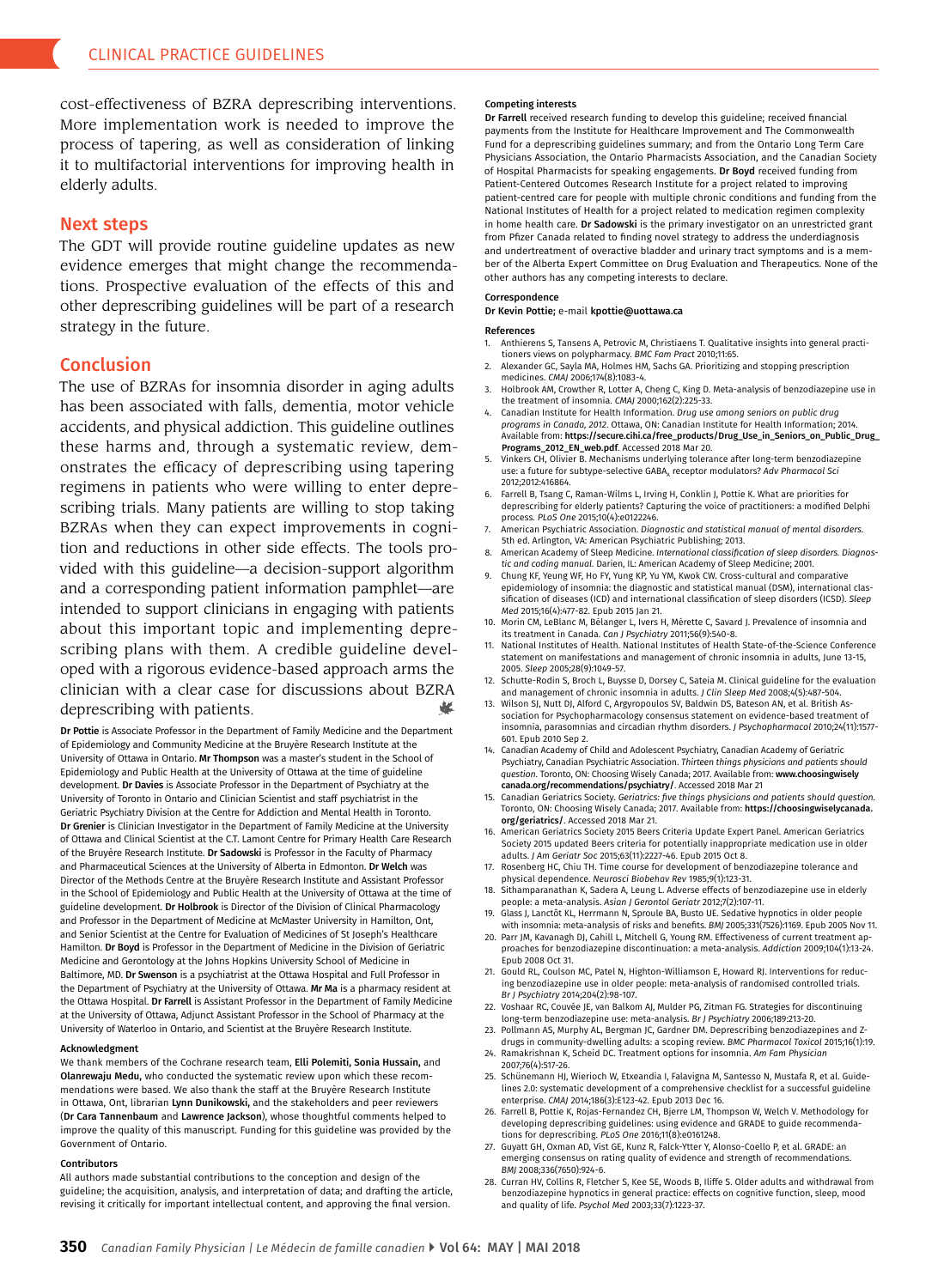cost-effectiveness of BZRA deprescribing interventions. More implementation work is needed to improve the process of tapering, as well as consideration of linking it to multifactorial interventions for improving health in elderly adults.

## Next steps

The GDT will provide routine guideline updates as new evidence emerges that might change the recommendations. Prospective evaluation of the effects of this and other deprescribing guidelines will be part of a research strategy in the future.

## Conclusion

The use of BZRAs for insomnia disorder in aging adults has been associated with falls, dementia, motor vehicle accidents, and physical addiction. This guideline outlines these harms and, through a systematic review, demonstrates the efficacy of deprescribing using tapering regimens in patients who were willing to enter deprescribing trials. Many patients are willing to stop taking BZRAs when they can expect improvements in cognition and reductions in other side effects. The tools provided with this guideline—a decision-support algorithm and a corresponding patient information pamphlet—are intended to support clinicians in engaging with patients about this important topic and implementing deprescribing plans with them. A credible guideline developed with a rigorous evidence-based approach arms the clinician with a clear case for discussions about BZRA deprescribing with patients.

**Dr Pottie** is Associate Professor in the Department of Family Medicine and the Department of Epidemiology and Community Medicine at the Bruyère Research Institute at the University of Ottawa in Ontario. **Mr Thompson** was a master's student in the School of Epidemiology and Public Health at the University of Ottawa at the time of guideline development. **Dr Davies** is Associate Professor in the Department of Psychiatry at the University of Toronto in Ontario and Clinician Scientist and staff psychiatrist in the Geriatric Psychiatry Division at the Centre for Addiction and Mental Health in Toronto. **Dr Grenier** is Clinician Investigator in the Department of Family Medicine at the University of Ottawa and Clinical Scientist at the C.T. Lamont Centre for Primary Health Care Research of the Bruyère Research Institute. **Dr Sadowski** is Professor in the Faculty of Pharmacy and Pharmaceutical Sciences at the University of Alberta in Edmonton. **Dr Welch** was Director of the Methods Centre at the Bruyère Research Institute and Assistant Professor in the School of Epidemiology and Public Health at the University of Ottawa at the time of guideline development. **Dr Holbrook** is Director of the Division of Clinical Pharmacology and Professor in the Department of Medicine at McMaster University in Hamilton, Ont, and Senior Scientist at the Centre for Evaluation of Medicines of St Joseph's Healthcare Hamilton. **Dr Boyd** is Professor in the Department of Medicine in the Division of Geriatric Medicine and Gerontology at the Johns Hopkins University School of Medicine in Baltimore, MD. **Dr Swenson** is a psychiatrist at the Ottawa Hospital and Full Professor in the Department of Psychiatry at the University of Ottawa. **Mr Ma** is a pharmacy resident at the Ottawa Hospital. **Dr Farrell** is Assistant Professor in the Department of Family Medicine at the University of Ottawa, Adjunct Assistant Professor in the School of Pharmacy at the University of Waterloo in Ontario, and Scientist at the Bruyère Research Institute.

#### Acknowledgment

We thank members of the Cochrane research team, **Elli Polemiti, Sonia Hussain,** and **Olanrewaju Medu,** who conducted the systematic review upon which these recommendations were based. We also thank the staff at the Bruyère Research Institute in Ottawa, Ont, librarian **Lynn Dunikowski,** and the stakeholders and peer reviewers (**Dr Cara Tannenbaum** and **Lawrence Jackson**), whose thoughtful comments helped to improve the quality of this manuscript. Funding for this guideline was provided by the Government of Ontario.

#### Contributors

All authors made substantial contributions to the conception and design of the guideline; the acquisition, analysis, and interpretation of data; and drafting the article, revising it critically for important intellectual content, and approving the final version.

#### Competing interests

**Dr Farrell** received research funding to develop this guideline; received financial payments from the Institute for Healthcare Improvement and The Commonwealth Fund for a deprescribing guidelines summary; and from the Ontario Long Term Care Physicians Association, the Ontario Pharmacists Association, and the Canadian Society of Hospital Pharmacists for speaking engagements. **Dr Boyd** received funding from Patient-Centered Outcomes Research Institute for a project related to improving patient-centred care for people with multiple chronic conditions and funding from the National Institutes of Health for a project related to medication regimen complexity in home health care. **Dr Sadowski** is the primary investigator on an unrestricted grant from Pfizer Canada related to finding novel strategy to address the underdiagnosis and undertreatment of overactive bladder and urinary tract symptoms and is a member of the Alberta Expert Committee on Drug Evaluation and Therapeutics. None of the other authors has any competing interests to declare.

#### Correspondence

**Dr Kevin Pottie;** e-mail **kpottie@uottawa.ca**

#### References

1. Anthierens S, Tansens A, Petrovic M, Christiaens T. Qualitative insights into general practitioners views on polypharmacy. *BMC Fam Pract* 2010;11:65.
2. Alexander GC, Sayla MA, Holmes HM, Sachs GA. Prioritizing and stopping prescription medicines. *CMAJ* 2006;174(8):1083-4.
3. Holbrook AM, Crowther R, Lotter A, Cheng C, King D. Meta-analysis of benzodiazepine use in the treatment of insomnia. *CMAJ* 2000;162(2):225-33.
4. Canadian Institute for Health Information. *Drug use among seniors on public drug programs in Canada, 2012.* Ottawa, ON: Canadian Institute for Health Information; 2014. Available from: **https://secure.cihi.ca/free_products/Drug_Use_in_Seniors_on_Public_Drug_Programs_2012_EN_web.pdf**. Accessed 2018 Mar 20.
5. Vinkers CH, Olivier B. Mechanisms underlying tolerance after long-term benzodiazepine use: a future for subtype-selective $GABA_A$ receptor modulators? *Adv Pharmacol Sci* 2012;2012:416864.
6. Farrell B, Tsang C, Raman-Wilms L, Irving H, Conklin J, Pottie K. What are priorities for deprescribing for elderly patients? Capturing the voice of practitioners: a modified Delphi process. *PLoS One* 2015;10(4):e0122246.
7. American Psychiatric Association. *Diagnostic and statistical manual of mental disorders.* 5th ed. Arlington, VA: American Psychiatric Publishing; 2013.
8. American Academy of Sleep Medicine. *International classification of sleep disorders. Diagnostic and coding manual.* Darien, IL: American Academy of Sleep Medicine; 2001.
9. Chung KF, Yeung WF, Ho FY, Yung KP, Yu YM, Kwok CW. Cross-cultural and comparative epidemiology of insomnia: the diagnostic and statistical manual (DSM), international classification of diseases (ICD) and international classification of sleep disorders (ICSD). *Sleep Med* 2015;16(4):477-82. Epub 2015 Jan 21.
10. Morin CM, LeBlanc M, Bélanger L, Ivers H, Mérette C, Savard J. Prevalence of insomnia and its treatment in Canada. *Can J Psychiatry* 2011;56(9):540-8.
11. National Institutes of Health. National Institutes of Health State-of-the-Science Conference statement on manifestations and management of chronic insomnia in adults, June 13-15, 2005. *Sleep* 2005;28(9):1049-57.
12. Schutte-Rodin S, Broch L, Buysse D, Dorsey C, Sateia M. Clinical guideline for the evaluation and management of chronic insomnia in adults. *J Clin Sleep Med* 2008;4(5):487-504.
13. Wilson SJ, Nutt DJ, Alford C, Argyropoulos SV, Baldwin DS, Bateson AN, et al. British Association for Psychopharmacology consensus statement on evidence-based treatment of insomnia, parasomnias and circadian rhythm disorders. *J Psychopharmacol* 2010;24(11):1577-601. Epub 2010 Sep 2.
14. Canadian Academy of Child and Adolescent Psychiatry, Canadian Academy of Geriatric Psychiatry, Canadian Psychiatric Association. *Thirteen things physicians and patients should question.* Toronto, ON: Choosing Wisely Canada; 2017. Available from: **www.choosingwiselycanada.org/recommendations/psychiatry/**. Accessed 2018 Mar 21
15. Canadian Geriatrics Society. *Geriatrics: five things physicians and patients should question.* Toronto, ON: Choosing Wisely Canada; 2017. Available from: **https://choosingwiselycanada.org/geriatrics/**. Accessed 2018 Mar 21.
16. American Geriatrics Society 2015 Beers Criteria Update Expert Panel. American Geriatrics Society 2015 updated Beers criteria for potentially inappropriate medication use in older adults. *J Am Geriatr Soc* 2015;63(11):2227-46. Epub 2015 Oct 8.
17. Rosenberg HC, Chiu TH. Time course for development of benzodiazepine tolerance and physical dependence. *Neurosci Biobehav Rev* 1985;9(1):123-31.
18. Sithamparanathan K, Sadera A, Leung L. Adverse effects of benzodiazepine use in elderly people: a meta-analysis. *Asian J Gerontol Geriatr* 2012;7(2):107-11.
19. Glass J, Lanctôt KL, Herrmann N, Sproule BA, Busto UE. Sedative hypnotics in older people with insomnia: meta-analysis of risks and benefits. *BMJ* 2005;331(7526):1169. Epub 2005 Nov 11.
20. Parr JM, Kavanagh DJ, Cahill L, Mitchell G, Young RM. Effectiveness of current treatment approaches for benzodiazepine discontinuation: a meta-analysis. *Addiction* 2009;104(1):13-24. Epub 2008 Oct 31.
21. Gould RL, Coulson MC, Patel N, Highton-Williamson E, Howard RJ. Interventions for reducing benzodiazepine use in older people: meta-analysis of randomised controlled trials. *Br J Psychiatry* 2014;204(2):98-107.
22. Voshaar RC, Couvée JE, van Balkom AJ, Mulder PG, Zitman FG. Strategies for discontinuing long-term benzodiazepine use: meta-analysis. *Br J Psychiatry* 2006;189:213-20.
23. Pollmann AS, Murphy AL, Bergman JC, Gardner DM. Deprescribing benzodiazepines and Z-drugs in community-dwelling adults: a scoping review. *BMC Pharmacol Toxicol* 2015;16(1):19.
24. Ramakrishnan K, Scheid DC. Treatment options for insomnia. *Am Fam Physician* 2007;76(4):517-26.
25. Schünemann HJ, Wiercioch W, Etxeandia I, Falavigna M, Santesso N, Mustafa R, et al. Guidelines 2.0: systematic development of a comprehensive checklist for a successful guideline enterprise. *CMAJ* 2014;186(3):E123-42. Epub 2013 Dec 16.
26. Farrell B, Pottie K, Rojas-Fernandez CH, Bjerre LM, Thompson W, Welch V. Methodology for developing deprescribing guidelines: using evidence and GRADE to guide recommendations for deprescribing. *PLoS One* 2016;11(8):e0161248.
27. Guyatt GH, Oxman AD, Vist GE, Kunz R, Falck-Ytter Y, Alonso-Coello P, et al. GRADE: an emerging consensus on rating quality of evidence and strength of recommendations. *BMJ* 2008;336(7650):924-6.
28. Curran HV, Collins R, Fletcher S, Kee SE, Woods B, Iliffe S. Older adults and withdrawal from benzodiazepine hypnotics in general practice: effects on cognitive function, sleep, mood and quality of life. *Psychol Med* 2003;33(7):1223-37.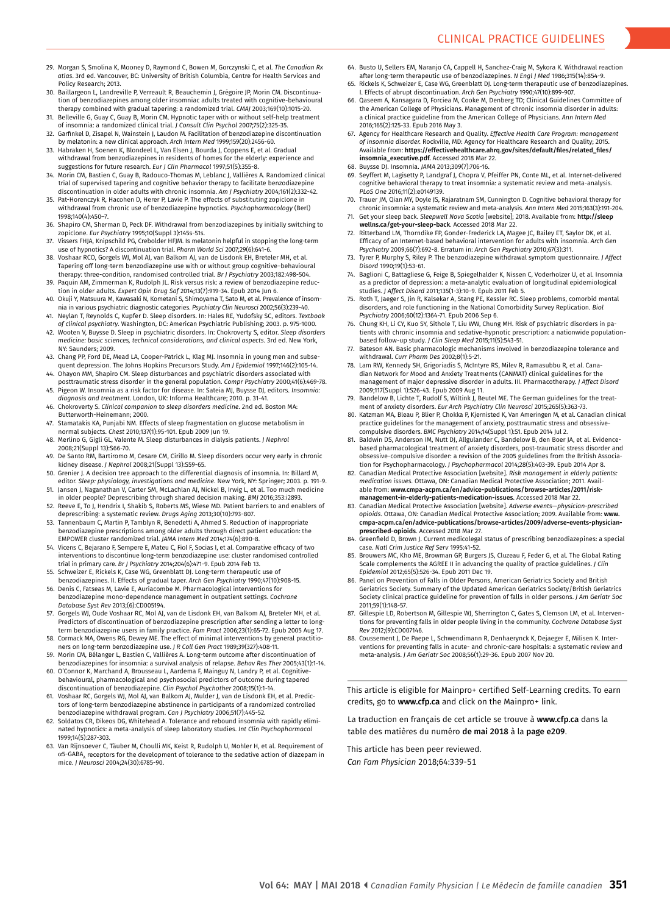29. Morgan S, Smolina K, Mooney D, Raymond C, Bowen M, Gorczynski C, et al. *The Canadian Rx atlas*. 3rd ed. Vancouver, BC: University of British Columbia, Centre for Health Services and Policy Research; 2013.
30. Baillargeon L, Landreville P, Verreault R, Beauchemin J, Grégoire JP, Morin CM. Discontinuation of benzodiazepines among older insomniac adults treated with cognitive-behavioural therapy combined with gradual tapering: a randomized trial. *CMAJ* 2003;169(10):1015-20.
31. Belleville G, Guay C, Guay B, Morin CM. Hypnotic taper with or without self-help treatment of insomnia: a randomized clinical trial. *J Consult Clin Psychol* 2007;75(2):325-35.
32. Garfinkel D, Zisapel N, Wainstein J, Laudon M. Facilitation of benzodiazepine discontinuation by melatonin: a new clinical approach. *Arch Intern Med* 1999;159(20):2456-60.
33. Habraken H, Soenen K, Blondeel L, Van Elsen J, Bourda J, Coppens E, et al. Gradual withdrawal from benzodiazepines in residents of homes for the elderly: experience and suggestions for future research. *Eur J Clin Pharmacol* 1997;51(5):355-8.
34. Morin CM, Bastien C, Guay B, Radouco-Thomas M, Leblanc J, Vallières A. Randomized clinical trial of supervised tapering and cognitive behavior therapy to facilitate benzodiazepine discontinuation in older adults with chronic insomnia. *Am J Psychiatry* 2004;161(2):332-42.
35. Pat-Horenczyk R, Hacohen D, Herer P, Lavie P. The effects of substituting zopiclone in withdrawal from chronic use of benzodiazepine hypnotics. *Psychopharmacology* (Berl) 1998;140(4):450-7.
36. Shapiro CM, Sherman D, Peck DF. Withdrawal from benzodiazepines by initially switching to zopiclone. *Eur Psychiatry* 1995;10(Suppl 3):145s-51s.
37. Vissers FHJA, Knipschild PG, Crebolder HFJM. Is melatonin helpful in stopping the long-term use of hypnotics? A discontinuation trial. *Pharm World Sci* 2007;29(6):641-6.
38. Voshaar RCO, Gorgels WJ, Mol AJ, van Balkom AJ, van de Lisdonk EH, Breteler MH, et al. Tapering off long-term benzodiazepine use with or without group cognitive-behavioural therapy: three-condition, randomised controlled trial. *Br J Psychiatry* 2003;182:498-504.
39. Paquin AM, Zimmerman K, Rudolph JL. Risk versus risk: a review of benzodiazepine reduction in older adults. *Expert Opin Drug Saf* 2014;13(7):919-34. Epub 2014 Jun 6.
40. Okuji Y, Matsuura M, Kawasaki N, Kometani S, Shimoyama T, Sato M, et al. Prevalence of insomnia in various psychiatric diagnostic categories. *Psychiatry Clin Neurosci* 2002;56(3):239-40.
41. Neylan T, Reynolds C, Kupfer D. Sleep disorders. In: Hales RE, Yudofsky SC, editors. *Textbook of clinical psychiatry*. Washington, DC: American Psychiatric Publishing; 2003. p. 975-1000.
42. Wooten V, Buysse D. Sleep in psychiatric disorders. In: Chokroverty S, editor. *Sleep disorders medicine: basic sciences, technical considerations, and clinical aspects*. 3rd ed. New York, NY: Saunders; 2009.
43. Chang PP, Ford DE, Mead LA, Cooper-Patrick L, Klag MJ. Insomnia in young men and subsequent depression. The Johns Hopkins Precursors Study. *Am J Epidemiol* 1997;146(2):105-14.
44. Ohayon MM, Shapiro CM. Sleep disturbances and psychiatric disorders associated with posttraumatic stress disorder in the general population. *Compr Psychiatry* 2000;41(6):469-78.
45. Pigeon W. Insomnia as a risk factor for disease. In: Sateia MJ, Buysse DJ, editors. *Insomnia: diagnosis and treatment*. London, UK: Informa Healthcare; 2010. p. 31-41.
46. Chokroverty S. *Clinical companion to sleep disorders medicine*. 2nd ed. Boston MA: Butterworth-Heinemann; 2000.
47. Stamatakis KA, Punjabi NM. Effects of sleep fragmentation on glucose metabolism in normal subjects. *Chest* 2010;137(1):95-101. Epub 2009 Jun 19.
48. Merlino G, Gigli GL, Valente M. Sleep disturbances in dialysis patients. *J Nephrol* 2008;21(Suppl 13):S66-70.
49. De Santo RM, Bartiromo M, Cesare CM, Cirillo M. Sleep disorders occur very early in chronic kidney disease. *J Nephrol* 2008;21(Suppl 13):S59-65.
50. Grenier J. A decision tree approach to the differential diagnosis of insomnia. In: Billard M, editor. *Sleep: physiology, investigations and medicine*. New York, NY: Springer; 2003. p. 191-9.
51. Jansen J, Naganathan V, Carter SM, McLachlan AJ, Nickel B, Irwig L, et al. Too much medicine in older people? Deprescribing through shared decision making. *BMJ* 2016;353:i2893.
52. Reeve E, To J, Hendrix I, Shakib S, Roberts MS, Wiese MD. Patient barriers to and enablers of deprescribing: a systematic review. *Drugs Aging* 2013;30(10):793-807.
53. Tannenbaum C, Martin P, Tamblyn R, Benedetti A, Ahmed S. Reduction of inappropriate benzodiazepine prescriptions among older adults through direct patient education: the EMPOWER cluster randomized trial. *JAMA Intern Med* 2014;174(6):890-8.
54. Vicens C, Bejarano F, Sempere E, Mateu C, Fiol F, Socias I, et al. Comparative efficacy of two interventions to discontinue long-term benzodiazepine use: cluster randomised controlled trial in primary care. *Br J Psychiatry* 2014;204(6):471-9. Epub 2014 Feb 13.
55. Schweizer E, Rickels K, Case WG, Greenblatt DJ. Long-term therapeutic use of benzodiazepines. II. Effects of gradual taper. *Arch Gen Psychiatry* 1990;47(10):908-15.
56. Denis C, Fatseas M, Lavie E, Auriacombe M. Pharmacological interventions for benzodiazepine mono-dependence management in outpatient settings. *Cochrane Database Syst Rev* 2013;(6):CD005194.
57. Gorgels WJ, Oude Voshaar RC, Mol AJ, van de Lisdonk EH, van Balkom AJ, Breteler MH, et al. Predictors of discontinuation of benzodiazepine prescription after sending a letter to long-term benzodiazepine users in family practice. *Fam Pract* 2006;23(1):65-72. Epub 2005 Aug 17.
58. Cormack MA, Owens RG, Dewey ME. The effect of minimal interventions by general practitioners on long-term benzodiazepine use. *J R Coll Gen Pract* 1989;39(327):408-11.
59. Morin CM, Bélanger L, Bastien C, Vallières A. Long-term outcome after discontinuation of benzodiazepines for insomnia: a survival analysis of relapse. *Behav Res Ther* 2005;43(1):1-14.
60. O'Connor K, Marchand A, Brousseau L, Aardema F, Mainguy N, Landry P, et al. Cognitive-behavioural, pharmacological and psychosocial predictors of outcome during tapered discontinuation of benzodiazepine. *Clin Psychol Psychother* 2008;15(1):1-14.
61. Voshaar RC, Gorgels WJ, Mol AJ, van Balkom AJ, Mulder J, van de Lisdonk EH, et al. Predictors of long-term benzodiazepine abstinence in participants of a randomized controlled benzodiazepine withdrawal program. *Can J Psychiatry* 2006;51(7):445-52.
62. Soldatos CR, Dikeos DG, Whitehead A. Tolerance and rebound insomnia with rapidly eliminated hypnotics: a meta-analysis of sleep laboratory studies. *Int Clin Psychopharmacol* 1999;14(5):287-303.
63. Van Rijnsoever C, Täuber M, Choulli MK, Keist R, Rudolph U, Mohler H, et al. Requirement of $\alpha$5-GABA$_A$ receptors for the development of tolerance to the sedative action of diazepam in mice. *J Neurosci* 2004;24(30):6785-90.
64. Busto U, Sellers EM, Naranjo CA, Cappell H, Sanchez-Craig M, Sykora K. Withdrawal reaction after long-term therapeutic use of benzodiazepines. *N Engl J Med* 1986;315(14):854-9.
65. Rickels K, Schweizer E, Case WG, Greenblatt DJ. Long-term therapeutic use of benzodiazepines. I. Effects of abrupt discontinuation. *Arch Gen Psychiatry* 1990;47(10):899-907.
66. Qaseem A, Kansagara D, Forciea M, Cooke M, Denberg TD; Clinical Guidelines Committee of the American College of Physicians. Management of chronic insomnia disorder in adults: a clinical practice guideline from the American College of Physicians. *Ann Intern Med* 2016;165(2):125-33. Epub 2016 May 3.
67. Agency for Healthcare Research and Quality. *Effective Health Care Program: management of insomnia disorder*. Rockville, MD: Agency for Healthcare Research and Quality; 2015. Available from: **https://effectivehealthcare.ahrq.gov/sites/default/files/related_files/insomnia_executive.pdf.** Accessed 2018 Mar 22.
68. Buysse DJ. Insomnia. *JAMA* 2013;309(7):706-16.
69. Seyffert M, Lagisetty P, Landgraf J, Chopra V, Pfeiffer PN, Conte ML, et al. Internet-delivered cognitive behavioral therapy to treat insomnia: a systematic review and meta-analysis. *PLoS One* 2016;11(2):e0149139.
70. Trauer JM, Qian MY, Doyle JS, Rajaratnam SM, Cunnington D. Cognitive behavioral therapy for chronic insomnia: a systematic review and meta-analysis. *Ann Intern Med* 2015;163(3):191-204.
71. Get your sleep back. *Sleepwell Nova Scotia* [website]; 2018. Available from: **http://sleepwellns.ca/get-your-sleep-back**. Accessed 2018 Mar 22.
72. Ritterband LM, Thorndike FP, Gonder-Frederick LA, Magee JC, Bailey ET, Saylor DK, et al. Efficacy of an Internet-based behavioral intervention for adults with insomnia. *Arch Gen Psychiatry* 2009;66(7):692-8. Erratum in: *Arch Gen Psychiatry* 2010;67(3):311.
73. Tyrer P, Murphy S, Riley P. The benzodiazepine withdrawal symptom questionnaire. *J Affect Disord* 1990;19(1):53-61.
74. Baglioni C, Battagliese G, Feige B, Spiegelhalder K, Nissen C, Voderholzer U, et al. Insomnia as a predictor of depression: a meta-analytic evaluation of longitudinal epidemiological studies. *J Affect Disord* 2011;135(1-3):10-9. Epub 2011 Feb 5.
75. Roth T, Jaeger S, Jin R, Kalsekar A, Stang PE, Kessler RC. Sleep problems, comorbid mental disorders, and role functioning in the National Comorbidity Survey Replication. *Biol Psychiatry* 2006;60(12):1364-71. Epub 2006 Sep 6.
76. Chung KH, Li CY, Kuo SY, Sithole T, Liu WW, Chung MH. Risk of psychiatric disorders in patients with chronic insomnia and sedative-hypnotic prescription: a nationwide population-based follow-up study. *J Clin Sleep Med* 2015;11(5):543-51.
77. Bateson AN. Basic pharmacologic mechanisms involved in benzodiazepine tolerance and withdrawal. *Curr Pharm Des* 2002;8(1):5-21.
78. Lam RW, Kennedy SH, Grigoriadis S, McIntyre RS, Milev R, Ramasubbu R, et al. Canadian Network for Mood and Anxiety Treatments (CANMAT) clinical guidelines for the management of major depressive disorder in adults. III. Pharmacotherapy. *J Affect Disord* 2009;117(Suppl 1):S26-43. Epub 2009 Aug 11.
79. Bandelow B, Lichte T, Rudolf S, Wiltink J, Beutel ME. The German guidelines for the treatment of anxiety disorders. *Eur Arch Psychiatry Clin Neurosci* 2015;265(5):363-73.
80. Katzman MA, Bleau P, Blier P, Chokka P, Kjernisted K, Van Ameringen M, et al. Canadian clinical practice guidelines for the management of anxiety, posttraumatic stress and obsessive-compulsive disorders. *BMC Psychiatry* 2014;14(Suppl 1):S1. Epub 2014 Jul 2.
81. Baldwin DS, Anderson IM, Nutt DJ, Allgulander C, Bandelow B, den Boer JA, et al. Evidence-based pharmacological treatment of anxiety disorders, post-traumatic stress disorder and obsessive-compulsive disorder: a revision of the 2005 guidelines from the British Association for Psychopharmacology. *J Psychopharmacol* 2014;28(5):403-39. Epub 2014 Apr 8.
82. Canadian Medical Protective Association [website]. *Risk management in elderly patients: medication issues*. Ottawa, ON: Canadian Medical Protective Association; 2011. Available from: **www.cmpa-acpm.ca/en/advice-publications/browse-articles/2011/risk-management-in-elderly-patients-medication-issues**. Accessed 2018 Mar 22.
83. Canadian Medical Protective Association [website]. *Adverse events—physician-prescribed opioids*. Ottawa, ON: Canadian Medical Protective Association; 2009. Available from: **www.cmpa-acpm.ca/en/advice-publications/browse-articles/2009/adverse-events-physician-prescribed-opioids**. Accessed 2018 Mar 27.
84. Greenfield D, Brown J. Current medicolegal status of prescribing benzodiazepines: a special case. *Natl Crim Justice Ref Serv* 1995:41-52.
85. Brouwers MC, Kho ME, Browman GP, Burgers JS, Cluzeau F, Feder G, et al. The Global Rating Scale complements the AGREE II in advancing the quality of practice guidelines. *J Clin Epidemiol* 2012;65(5):526-34. Epub 2011 Dec 19.
86. Panel on Prevention of Falls in Older Persons, American Geriatrics Society and British Geriatrics Society. Summary of the Updated American Geriatrics Society/British Geriatrics Society clinical practice guideline for prevention of falls in older persons. *J Am Geriatr Soc* 2011;59(1):148-57.
87. Gillespie LD, Robertson M, Gillespie WJ, Sherrington C, Gates S, Clemson LM, et al. Interventions for preventing falls in older people living in the community. *Cochrane Database Syst Rev* 2012;(9):CD007146.
88. Coussement J, De Paepe L, Schwendimann R, Denhaerynck K, Dejaeger E, Milisen K. Interventions for preventing falls in acute- and chronic-care hospitals: a systematic review and meta-analysis. *J Am Geriatr Soc* 2008;56(1):29-36. Epub 2007 Nov 20.

---

This article is eligible for Mainpro+ certified Self-Learning credits. To earn credits, go to **www.cfp.ca** and click on the Mainpro+ link.

La traduction en français de cet article se trouve à **www.cfp.ca** dans la table des matières du numéro **de mai 2018** à la **page e209**.

This article has been peer reviewed.
*Can Fam Physician* 2018;64:339-51